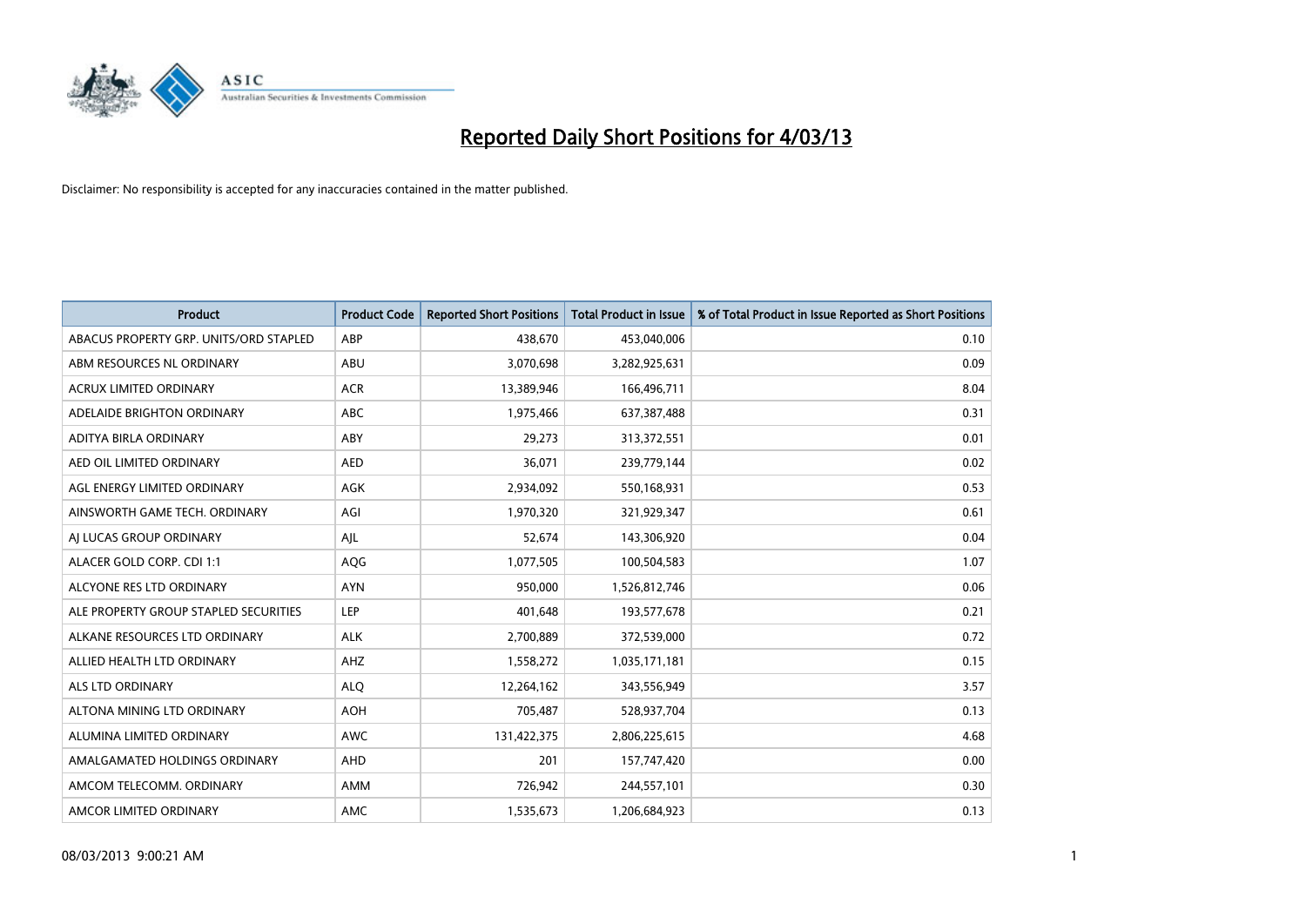# Reported Daily Short Positions for 4/03/13

Disclaimer: No responsibility is accepted for any inaccuracies contained in the matter published.

| Product | Product Code | Reported Short Positions | Total Product in Issue | % of Total Product in Issue Reported as Short Positions |
|---|---|---|---|---|
| ABACUS PROPERTY GRP. UNITS/ORD STAPLED | ABP | 438,670 | 453,040,006 | 0.10 |
| ABM RESOURCES NL ORDINARY | ABU | 3,070,698 | 3,282,925,631 | 0.09 |
| ACRUX LIMITED ORDINARY | ACR | 13,389,946 | 166,496,711 | 8.04 |
| ADELAIDE BRIGHTON ORDINARY | ABC | 1,975,466 | 637,387,488 | 0.31 |
| ADITYA BIRLA ORDINARY | ABY | 29,273 | 313,372,551 | 0.01 |
| AED OIL LIMITED ORDINARY | AED | 36,071 | 239,779,144 | 0.02 |
| AGL ENERGY LIMITED ORDINARY | AGK | 2,934,092 | 550,168,931 | 0.53 |
| AINSWORTH GAME TECH. ORDINARY | AGI | 1,970,320 | 321,929,347 | 0.61 |
| AJ LUCAS GROUP ORDINARY | AJL | 52,674 | 143,306,920 | 0.04 |
| ALACER GOLD CORP. CDI 1:1 | AQG | 1,077,505 | 100,504,583 | 1.07 |
| ALCYONE RES LTD ORDINARY | AYN | 950,000 | 1,526,812,746 | 0.06 |
| ALE PROPERTY GROUP STAPLED SECURITIES | LEP | 401,648 | 193,577,678 | 0.21 |
| ALKANE RESOURCES LTD ORDINARY | ALK | 2,700,889 | 372,539,000 | 0.72 |
| ALLIED HEALTH LTD ORDINARY | AHZ | 1,558,272 | 1,035,171,181 | 0.15 |
| ALS LTD ORDINARY | ALQ | 12,264,162 | 343,556,949 | 3.57 |
| ALTONA MINING LTD ORDINARY | AOH | 705,487 | 528,937,704 | 0.13 |
| ALUMINA LIMITED ORDINARY | AWC | 131,422,375 | 2,806,225,615 | 4.68 |
| AMALGAMATED HOLDINGS ORDINARY | AHD | 201 | 157,747,420 | 0.00 |
| AMCOM TELECOMM. ORDINARY | AMM | 726,942 | 244,557,101 | 0.30 |
| AMCOR LIMITED ORDINARY | AMC | 1,535,673 | 1,206,684,923 | 0.13 |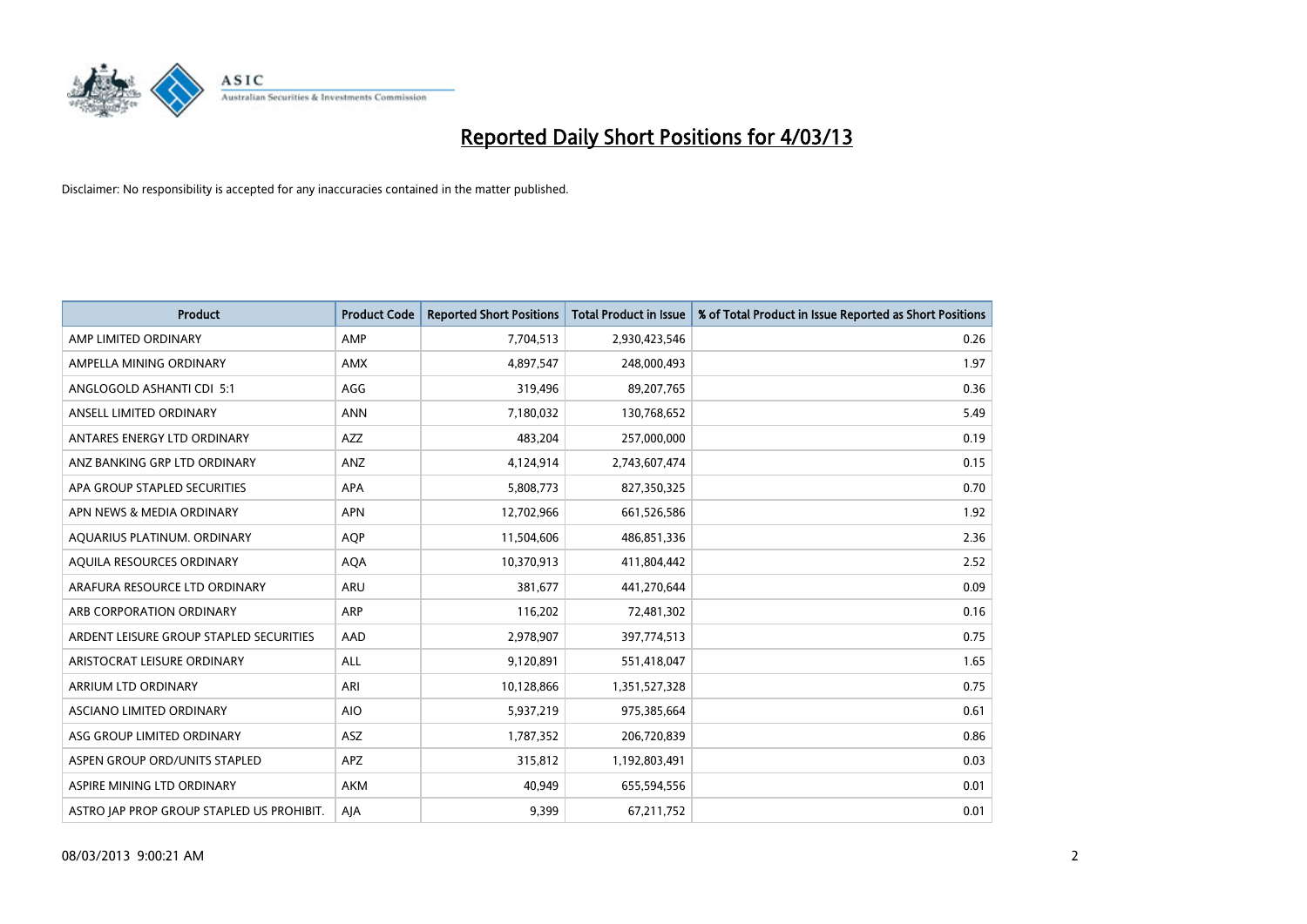# Reported Daily Short Positions for 4/03/13

Disclaimer: No responsibility is accepted for any inaccuracies contained in the matter published.

| Product | Product Code | Reported Short Positions | Total Product in Issue | % of Total Product in Issue Reported as Short Positions |
|---|---|---|---|---|
| AMP LIMITED ORDINARY | AMP | 7,704,513 | 2,930,423,546 | 0.26 |
| AMPELLA MINING ORDINARY | AMX | 4,897,547 | 248,000,493 | 1.97 |
| ANGLOGOLD ASHANTI CDI 5:1 | AGG | 319,496 | 89,207,765 | 0.36 |
| ANSELL LIMITED ORDINARY | ANN | 7,180,032 | 130,768,652 | 5.49 |
| ANTARES ENERGY LTD ORDINARY | AZZ | 483,204 | 257,000,000 | 0.19 |
| ANZ BANKING GRP LTD ORDINARY | ANZ | 4,124,914 | 2,743,607,474 | 0.15 |
| APA GROUP STAPLED SECURITIES | APA | 5,808,773 | 827,350,325 | 0.70 |
| APN NEWS & MEDIA ORDINARY | APN | 12,702,966 | 661,526,586 | 1.92 |
| AQUARIUS PLATINUM. ORDINARY | AQP | 11,504,606 | 486,851,336 | 2.36 |
| AQUILA RESOURCES ORDINARY | AQA | 10,370,913 | 411,804,442 | 2.52 |
| ARAFURA RESOURCE LTD ORDINARY | ARU | 381,677 | 441,270,644 | 0.09 |
| ARB CORPORATION ORDINARY | ARP | 116,202 | 72,481,302 | 0.16 |
| ARDENT LEISURE GROUP STAPLED SECURITIES | AAD | 2,978,907 | 397,774,513 | 0.75 |
| ARISTOCRAT LEISURE ORDINARY | ALL | 9,120,891 | 551,418,047 | 1.65 |
| ARRIUM LTD ORDINARY | ARI | 10,128,866 | 1,351,527,328 | 0.75 |
| ASCIANO LIMITED ORDINARY | AIO | 5,937,219 | 975,385,664 | 0.61 |
| ASG GROUP LIMITED ORDINARY | ASZ | 1,787,352 | 206,720,839 | 0.86 |
| ASPEN GROUP ORD/UNITS STAPLED | APZ | 315,812 | 1,192,803,491 | 0.03 |
| ASPIRE MINING LTD ORDINARY | AKM | 40,949 | 655,594,556 | 0.01 |
| ASTRO JAP PROP GROUP STAPLED US PROHIBIT. | AJA | 9,399 | 67,211,752 | 0.01 |

08/03/2013 9:00:21 AM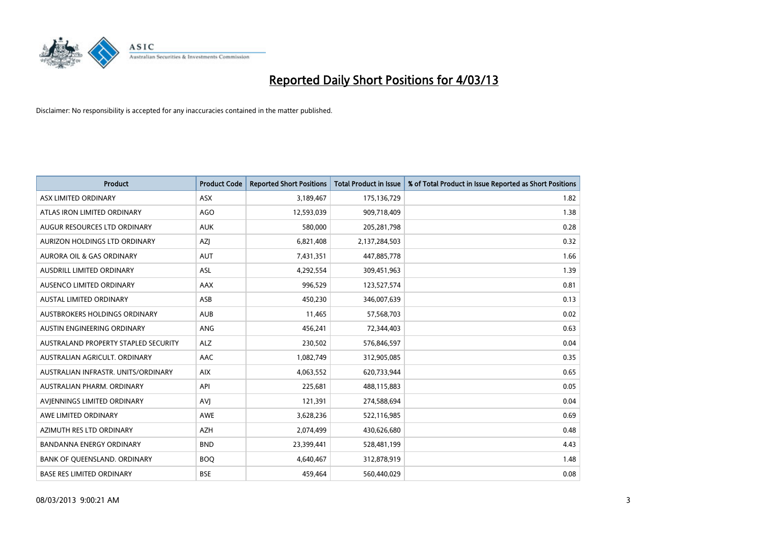# Reported Daily Short Positions for 4/03/13

Disclaimer: No responsibility is accepted for any inaccuracies contained in the matter published.

| Product | Product Code | Reported Short Positions | Total Product in Issue | % of Total Product in Issue Reported as Short Positions |
|---|---|---|---|---|
| ASX LIMITED ORDINARY | ASX | 3,189,467 | 175,136,729 | 1.82 |
| ATLAS IRON LIMITED ORDINARY | AGO | 12,593,039 | 909,718,409 | 1.38 |
| AUGUR RESOURCES LTD ORDINARY | AUK | 580,000 | 205,281,798 | 0.28 |
| AURIZON HOLDINGS LTD ORDINARY | AZJ | 6,821,408 | 2,137,284,503 | 0.32 |
| AURORA OIL & GAS ORDINARY | AUT | 7,431,351 | 447,885,778 | 1.66 |
| AUSDRILL LIMITED ORDINARY | ASL | 4,292,554 | 309,451,963 | 1.39 |
| AUSENCO LIMITED ORDINARY | AAX | 996,529 | 123,527,574 | 0.81 |
| AUSTAL LIMITED ORDINARY | ASB | 450,230 | 346,007,639 | 0.13 |
| AUSTBROKERS HOLDINGS ORDINARY | AUB | 11,465 | 57,568,703 | 0.02 |
| AUSTIN ENGINEERING ORDINARY | ANG | 456,241 | 72,344,403 | 0.63 |
| AUSTRALAND PROPERTY STAPLED SECURITY | ALZ | 230,502 | 576,846,597 | 0.04 |
| AUSTRALIAN AGRICULT. ORDINARY | AAC | 1,082,749 | 312,905,085 | 0.35 |
| AUSTRALIAN INFRASTR. UNITS/ORDINARY | AIX | 4,063,552 | 620,733,944 | 0.65 |
| AUSTRALIAN PHARM. ORDINARY | API | 225,681 | 488,115,883 | 0.05 |
| AVJENNINGS LIMITED ORDINARY | AVJ | 121,391 | 274,588,694 | 0.04 |
| AWE LIMITED ORDINARY | AWE | 3,628,236 | 522,116,985 | 0.69 |
| AZIMUTH RES LTD ORDINARY | AZH | 2,074,499 | 430,626,680 | 0.48 |
| BANDANNA ENERGY ORDINARY | BND | 23,399,441 | 528,481,199 | 4.43 |
| BANK OF QUEENSLAND. ORDINARY | BOQ | 4,640,467 | 312,878,919 | 1.48 |
| BASE RES LIMITED ORDINARY | BSE | 459,464 | 560,440,029 | 0.08 |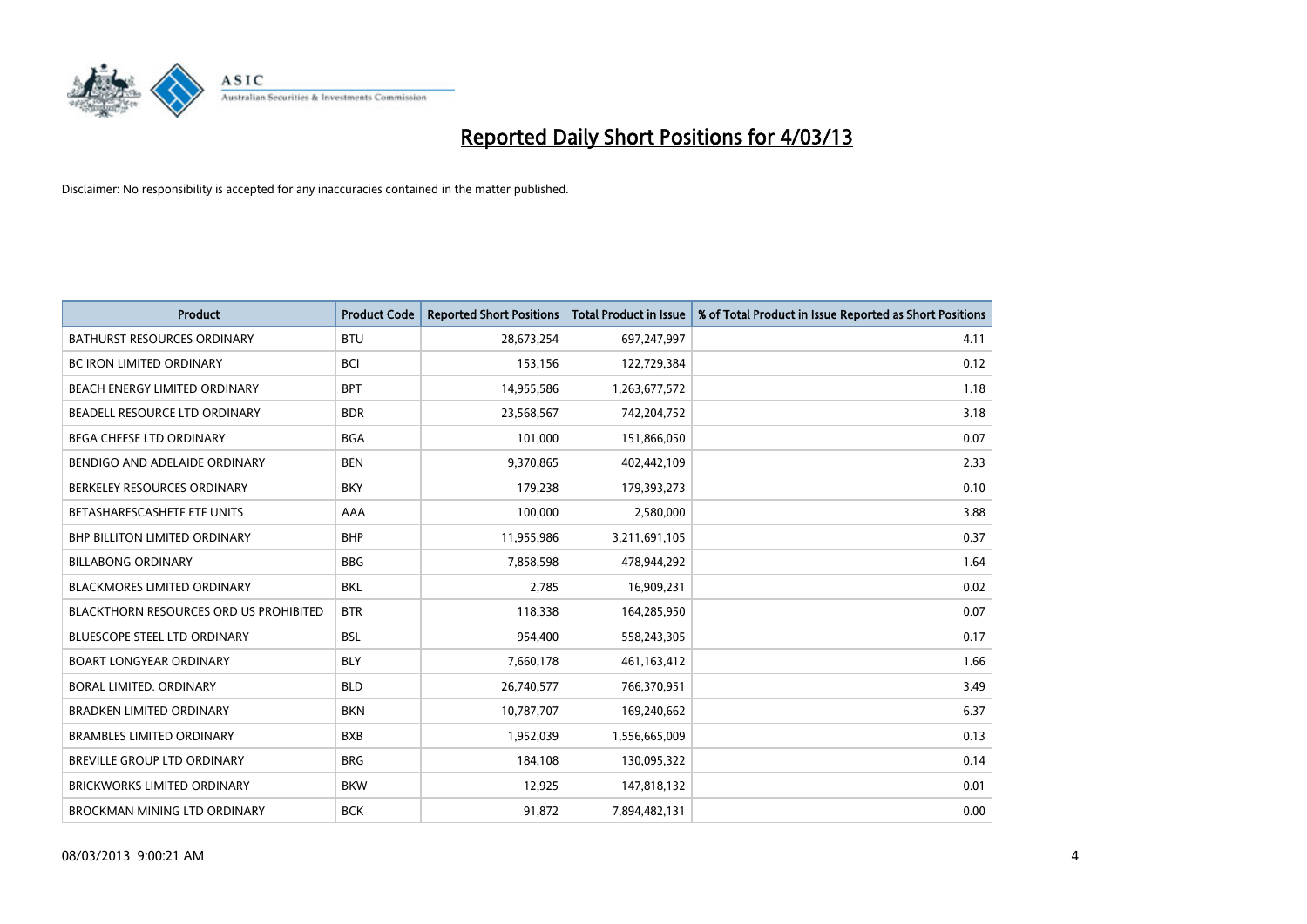# Reported Daily Short Positions for 4/03/13

Disclaimer: No responsibility is accepted for any inaccuracies contained in the matter published.

| Product | Product Code | Reported Short Positions | Total Product in Issue | % of Total Product in Issue Reported as Short Positions |
|---|---|---|---|---|
| BATHURST RESOURCES ORDINARY | BTU | 28,673,254 | 697,247,997 | 4.11 |
| BC IRON LIMITED ORDINARY | BCI | 153,156 | 122,729,384 | 0.12 |
| BEACH ENERGY LIMITED ORDINARY | BPT | 14,955,586 | 1,263,677,572 | 1.18 |
| BEADELL RESOURCE LTD ORDINARY | BDR | 23,568,567 | 742,204,752 | 3.18 |
| BEGA CHEESE LTD ORDINARY | BGA | 101,000 | 151,866,050 | 0.07 |
| BENDIGO AND ADELAIDE ORDINARY | BEN | 9,370,865 | 402,442,109 | 2.33 |
| BERKELEY RESOURCES ORDINARY | BKY | 179,238 | 179,393,273 | 0.10 |
| BETASHARESCASHETF ETF UNITS | AAA | 100,000 | 2,580,000 | 3.88 |
| BHP BILLITON LIMITED ORDINARY | BHP | 11,955,986 | 3,211,691,105 | 0.37 |
| BILLABONG ORDINARY | BBG | 7,858,598 | 478,944,292 | 1.64 |
| BLACKMORES LIMITED ORDINARY | BKL | 2,785 | 16,909,231 | 0.02 |
| BLACKTHORN RESOURCES ORD US PROHIBITED | BTR | 118,338 | 164,285,950 | 0.07 |
| BLUESCOPE STEEL LTD ORDINARY | BSL | 954,400 | 558,243,305 | 0.17 |
| BOART LONGYEAR ORDINARY | BLY | 7,660,178 | 461,163,412 | 1.66 |
| BORAL LIMITED. ORDINARY | BLD | 26,740,577 | 766,370,951 | 3.49 |
| BRADKEN LIMITED ORDINARY | BKN | 10,787,707 | 169,240,662 | 6.37 |
| BRAMBLES LIMITED ORDINARY | BXB | 1,952,039 | 1,556,665,009 | 0.13 |
| BREVILLE GROUP LTD ORDINARY | BRG | 184,108 | 130,095,322 | 0.14 |
| BRICKWORKS LIMITED ORDINARY | BKW | 12,925 | 147,818,132 | 0.01 |
| BROCKMAN MINING LTD ORDINARY | BCK | 91,872 | 7,894,482,131 | 0.00 |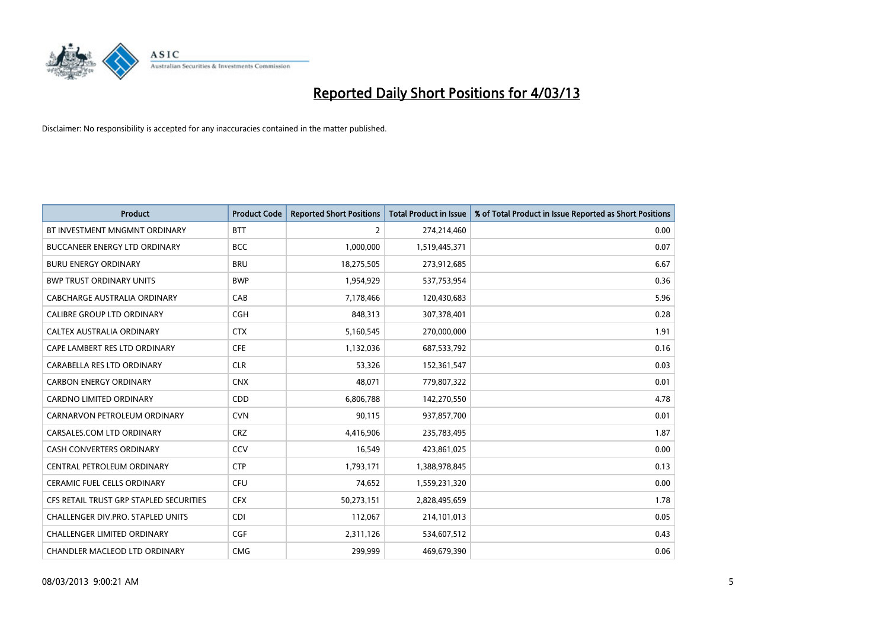# Reported Daily Short Positions for 4/03/13

Disclaimer: No responsibility is accepted for any inaccuracies contained in the matter published.

| Product | Product Code | Reported Short Positions | Total Product in Issue | % of Total Product in Issue Reported as Short Positions |
|---|---|---|---|---|
| BT INVESTMENT MNGMNT ORDINARY | BTT | 2 | 274,214,460 | 0.00 |
| BUCCANEER ENERGY LTD ORDINARY | BCC | 1,000,000 | 1,519,445,371 | 0.07 |
| BURU ENERGY ORDINARY | BRU | 18,275,505 | 273,912,685 | 6.67 |
| BWP TRUST ORDINARY UNITS | BWP | 1,954,929 | 537,753,954 | 0.36 |
| CABCHARGE AUSTRALIA ORDINARY | CAB | 7,178,466 | 120,430,683 | 5.96 |
| CALIBRE GROUP LTD ORDINARY | CGH | 848,313 | 307,378,401 | 0.28 |
| CALTEX AUSTRALIA ORDINARY | CTX | 5,160,545 | 270,000,000 | 1.91 |
| CAPE LAMBERT RES LTD ORDINARY | CFE | 1,132,036 | 687,533,792 | 0.16 |
| CARABELLA RES LTD ORDINARY | CLR | 53,326 | 152,361,547 | 0.03 |
| CARBON ENERGY ORDINARY | CNX | 48,071 | 779,807,322 | 0.01 |
| CARDNO LIMITED ORDINARY | CDD | 6,806,788 | 142,270,550 | 4.78 |
| CARNARVON PETROLEUM ORDINARY | CVN | 90,115 | 937,857,700 | 0.01 |
| CARSALES.COM LTD ORDINARY | CRZ | 4,416,906 | 235,783,495 | 1.87 |
| CASH CONVERTERS ORDINARY | CCV | 16,549 | 423,861,025 | 0.00 |
| CENTRAL PETROLEUM ORDINARY | CTP | 1,793,171 | 1,388,978,845 | 0.13 |
| CERAMIC FUEL CELLS ORDINARY | CFU | 74,652 | 1,559,231,320 | 0.00 |
| CFS RETAIL TRUST GRP STAPLED SECURITIES | CFX | 50,273,151 | 2,828,495,659 | 1.78 |
| CHALLENGER DIV.PRO. STAPLED UNITS | CDI | 112,067 | 214,101,013 | 0.05 |
| CHALLENGER LIMITED ORDINARY | CGF | 2,311,126 | 534,607,512 | 0.43 |
| CHANDLER MACLEOD LTD ORDINARY | CMG | 299,999 | 469,679,390 | 0.06 |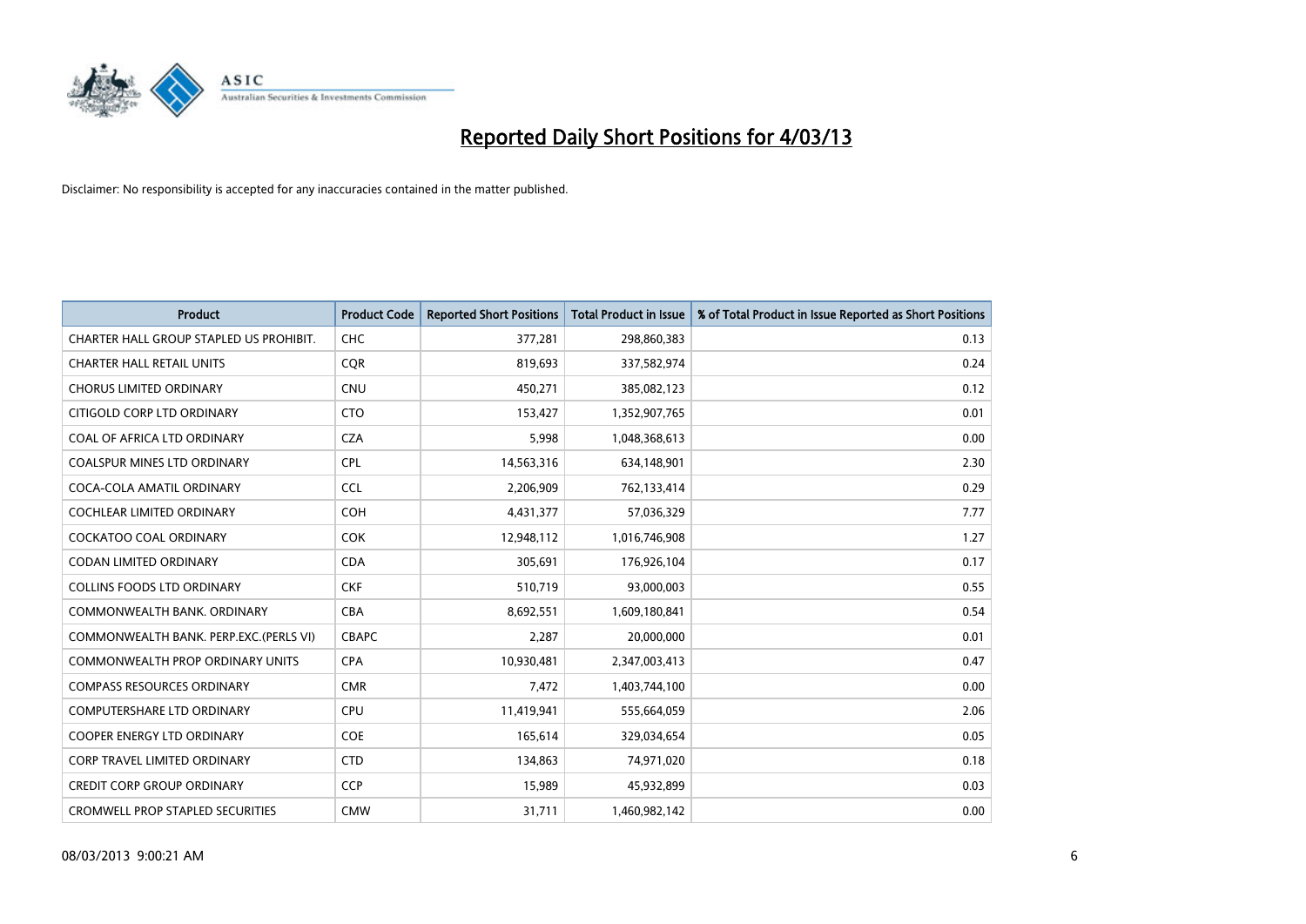# Reported Daily Short Positions for 4/03/13

Disclaimer: No responsibility is accepted for any inaccuracies contained in the matter published.

| Product | Product Code | Reported Short Positions | Total Product in Issue | % of Total Product in Issue Reported as Short Positions |
|---|---|---|---|---|
| CHARTER HALL GROUP STAPLED US PROHIBIT. | CHC | 377,281 | 298,860,383 | 0.13 |
| CHARTER HALL RETAIL UNITS | CQR | 819,693 | 337,582,974 | 0.24 |
| CHORUS LIMITED ORDINARY | CNU | 450,271 | 385,082,123 | 0.12 |
| CITIGOLD CORP LTD ORDINARY | CTO | 153,427 | 1,352,907,765 | 0.01 |
| COAL OF AFRICA LTD ORDINARY | CZA | 5,998 | 1,048,368,613 | 0.00 |
| COALSPUR MINES LTD ORDINARY | CPL | 14,563,316 | 634,148,901 | 2.30 |
| COCA-COLA AMATIL ORDINARY | CCL | 2,206,909 | 762,133,414 | 0.29 |
| COCHLEAR LIMITED ORDINARY | COH | 4,431,377 | 57,036,329 | 7.77 |
| COCKATOO COAL ORDINARY | COK | 12,948,112 | 1,016,746,908 | 1.27 |
| CODAN LIMITED ORDINARY | CDA | 305,691 | 176,926,104 | 0.17 |
| COLLINS FOODS LTD ORDINARY | CKF | 510,719 | 93,000,003 | 0.55 |
| COMMONWEALTH BANK. ORDINARY | CBA | 8,692,551 | 1,609,180,841 | 0.54 |
| COMMONWEALTH BANK. PERP.EXC.(PERLS VI) | CBAPC | 2,287 | 20,000,000 | 0.01 |
| COMMONWEALTH PROP ORDINARY UNITS | CPA | 10,930,481 | 2,347,003,413 | 0.47 |
| COMPASS RESOURCES ORDINARY | CMR | 7,472 | 1,403,744,100 | 0.00 |
| COMPUTERSHARE LTD ORDINARY | CPU | 11,419,941 | 555,664,059 | 2.06 |
| COOPER ENERGY LTD ORDINARY | COE | 165,614 | 329,034,654 | 0.05 |
| CORP TRAVEL LIMITED ORDINARY | CTD | 134,863 | 74,971,020 | 0.18 |
| CREDIT CORP GROUP ORDINARY | CCP | 15,989 | 45,932,899 | 0.03 |
| CROMWELL PROP STAPLED SECURITIES | CMW | 31,711 | 1,460,982,142 | 0.00 |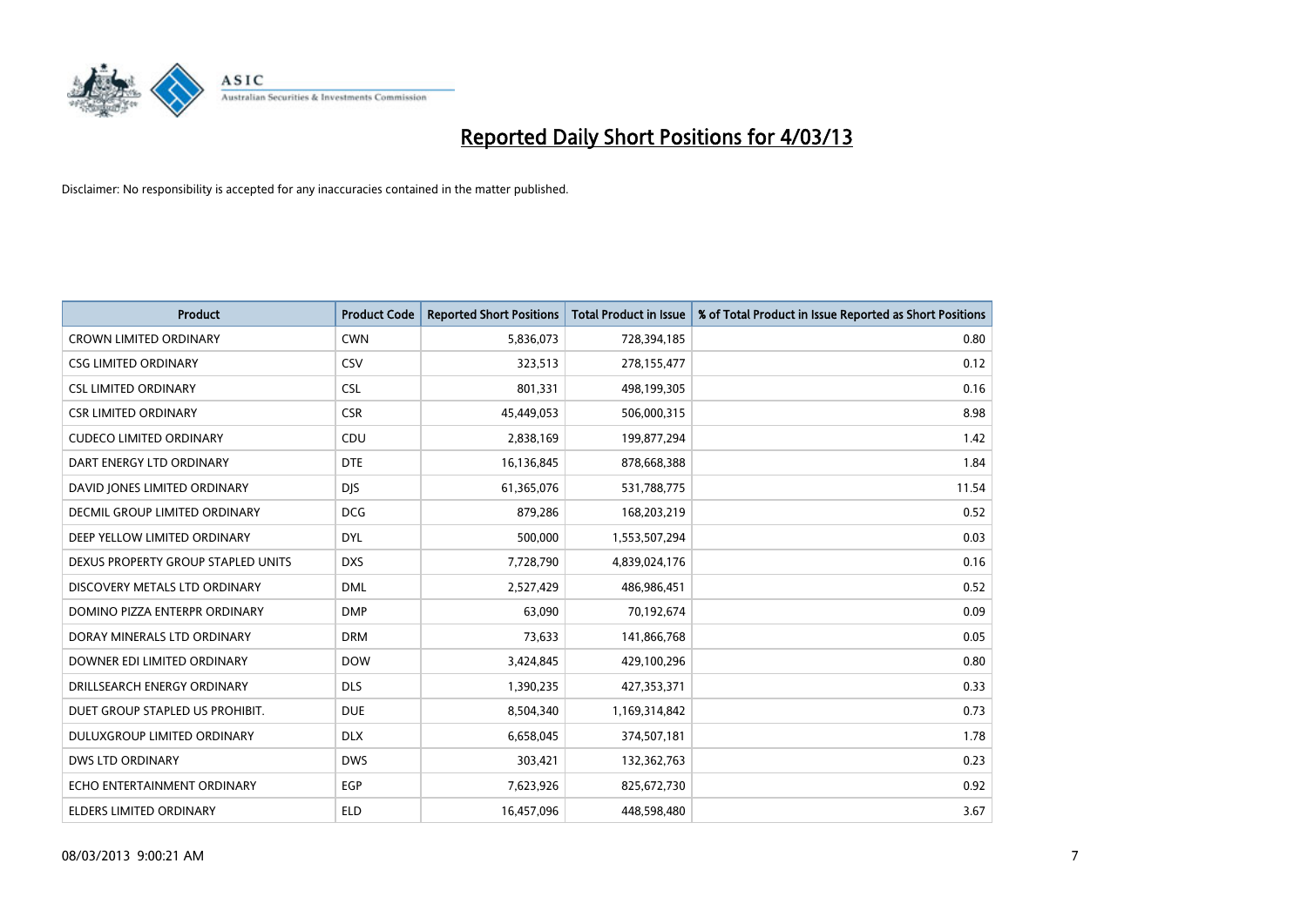# Reported Daily Short Positions for 4/03/13

Disclaimer: No responsibility is accepted for any inaccuracies contained in the matter published.

| Product | Product Code | Reported Short Positions | Total Product in Issue | % of Total Product in Issue Reported as Short Positions |
|---|---|---|---|---|
| CROWN LIMITED ORDINARY | CWN | 5,836,073 | 728,394,185 | 0.80 |
| CSG LIMITED ORDINARY | CSV | 323,513 | 278,155,477 | 0.12 |
| CSL LIMITED ORDINARY | CSL | 801,331 | 498,199,305 | 0.16 |
| CSR LIMITED ORDINARY | CSR | 45,449,053 | 506,000,315 | 8.98 |
| CUDECO LIMITED ORDINARY | CDU | 2,838,169 | 199,877,294 | 1.42 |
| DART ENERGY LTD ORDINARY | DTE | 16,136,845 | 878,668,388 | 1.84 |
| DAVID JONES LIMITED ORDINARY | DJS | 61,365,076 | 531,788,775 | 11.54 |
| DECMIL GROUP LIMITED ORDINARY | DCG | 879,286 | 168,203,219 | 0.52 |
| DEEP YELLOW LIMITED ORDINARY | DYL | 500,000 | 1,553,507,294 | 0.03 |
| DEXUS PROPERTY GROUP STAPLED UNITS | DXS | 7,728,790 | 4,839,024,176 | 0.16 |
| DISCOVERY METALS LTD ORDINARY | DML | 2,527,429 | 486,986,451 | 0.52 |
| DOMINO PIZZA ENTERPR ORDINARY | DMP | 63,090 | 70,192,674 | 0.09 |
| DORAY MINERALS LTD ORDINARY | DRM | 73,633 | 141,866,768 | 0.05 |
| DOWNER EDI LIMITED ORDINARY | DOW | 3,424,845 | 429,100,296 | 0.80 |
| DRILLSEARCH ENERGY ORDINARY | DLS | 1,390,235 | 427,353,371 | 0.33 |
| DUET GROUP STAPLED US PROHIBIT. | DUE | 8,504,340 | 1,169,314,842 | 0.73 |
| DULUXGROUP LIMITED ORDINARY | DLX | 6,658,045 | 374,507,181 | 1.78 |
| DWS LTD ORDINARY | DWS | 303,421 | 132,362,763 | 0.23 |
| ECHO ENTERTAINMENT ORDINARY | EGP | 7,623,926 | 825,672,730 | 0.92 |
| ELDERS LIMITED ORDINARY | ELD | 16,457,096 | 448,598,480 | 3.67 |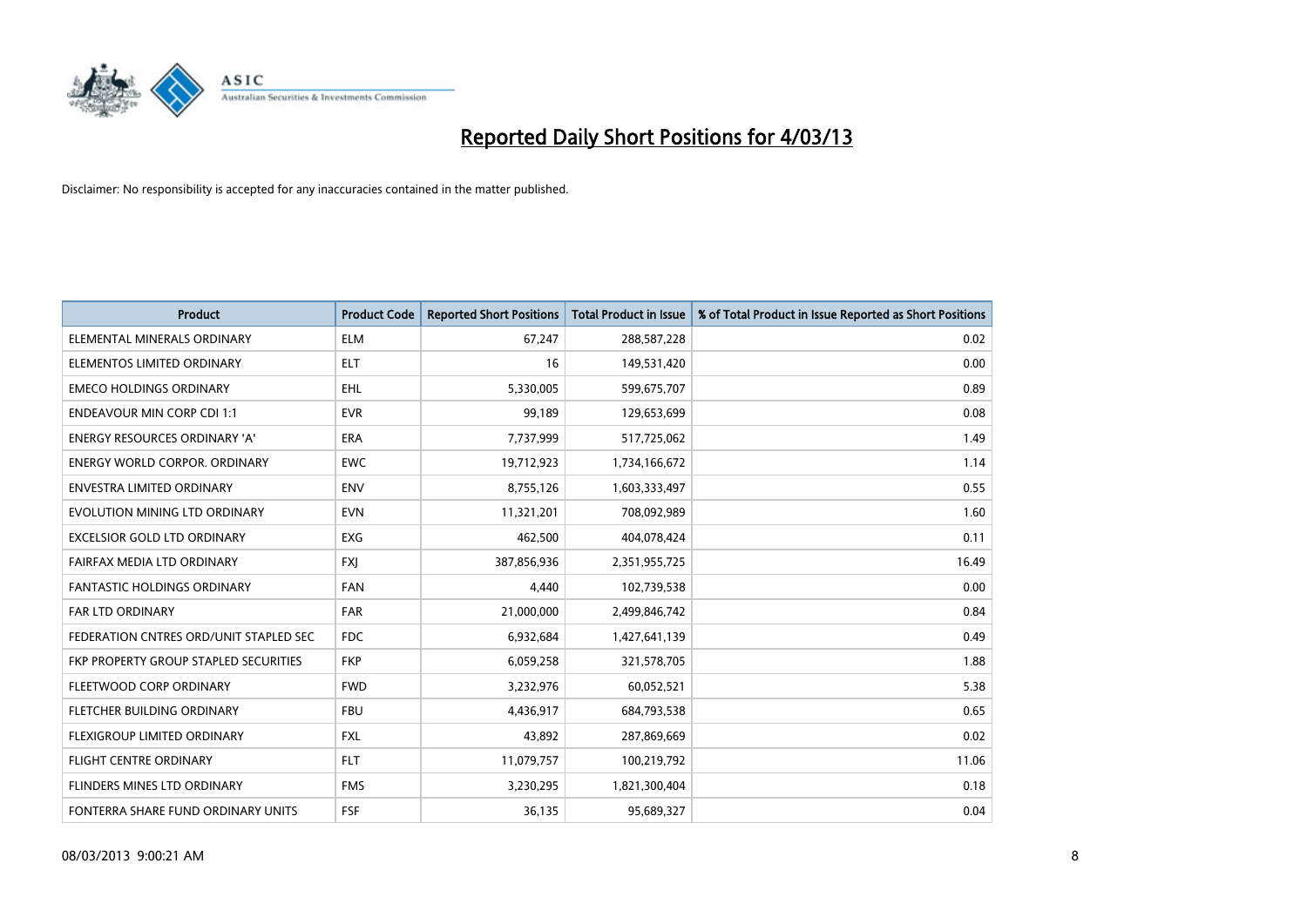# Reported Daily Short Positions for 4/03/13

Disclaimer: No responsibility is accepted for any inaccuracies contained in the matter published.

| Product | Product Code | Reported Short Positions | Total Product in Issue | % of Total Product in Issue Reported as Short Positions |
|---|---|---|---|---|
| ELEMENTAL MINERALS ORDINARY | ELM | 67,247 | 288,587,228 | 0.02 |
| ELEMENTOS LIMITED ORDINARY | ELT | 16 | 149,531,420 | 0.00 |
| EMECO HOLDINGS ORDINARY | EHL | 5,330,005 | 599,675,707 | 0.89 |
| ENDEAVOUR MIN CORP CDI 1:1 | EVR | 99,189 | 129,653,699 | 0.08 |
| ENERGY RESOURCES ORDINARY 'A' | ERA | 7,737,999 | 517,725,062 | 1.49 |
| ENERGY WORLD CORPOR. ORDINARY | EWC | 19,712,923 | 1,734,166,672 | 1.14 |
| ENVESTRA LIMITED ORDINARY | ENV | 8,755,126 | 1,603,333,497 | 0.55 |
| EVOLUTION MINING LTD ORDINARY | EVN | 11,321,201 | 708,092,989 | 1.60 |
| EXCELSIOR GOLD LTD ORDINARY | EXG | 462,500 | 404,078,424 | 0.11 |
| FAIRFAX MEDIA LTD ORDINARY | FXJ | 387,856,936 | 2,351,955,725 | 16.49 |
| FANTASTIC HOLDINGS ORDINARY | FAN | 4,440 | 102,739,538 | 0.00 |
| FAR LTD ORDINARY | FAR | 21,000,000 | 2,499,846,742 | 0.84 |
| FEDERATION CNTRES ORD/UNIT STAPLED SEC | FDC | 6,932,684 | 1,427,641,139 | 0.49 |
| FKP PROPERTY GROUP STAPLED SECURITIES | FKP | 6,059,258 | 321,578,705 | 1.88 |
| FLEETWOOD CORP ORDINARY | FWD | 3,232,976 | 60,052,521 | 5.38 |
| FLETCHER BUILDING ORDINARY | FBU | 4,436,917 | 684,793,538 | 0.65 |
| FLEXIGROUP LIMITED ORDINARY | FXL | 43,892 | 287,869,669 | 0.02 |
| FLIGHT CENTRE ORDINARY | FLT | 11,079,757 | 100,219,792 | 11.06 |
| FLINDERS MINES LTD ORDINARY | FMS | 3,230,295 | 1,821,300,404 | 0.18 |
| FONTERRA SHARE FUND ORDINARY UNITS | FSF | 36,135 | 95,689,327 | 0.04 |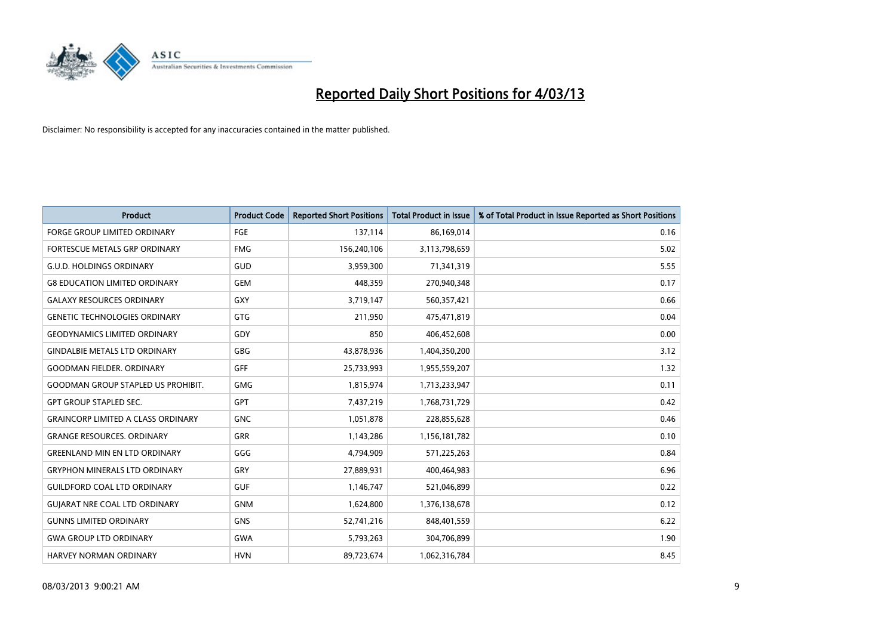# Reported Daily Short Positions for 4/03/13

Disclaimer: No responsibility is accepted for any inaccuracies contained in the matter published.

| Product | Product Code | Reported Short Positions | Total Product in Issue | % of Total Product in Issue Reported as Short Positions |
|---|---|---|---|---|
| FORGE GROUP LIMITED ORDINARY | FGE | 137,114 | 86,169,014 | 0.16 |
| FORTESCUE METALS GRP ORDINARY | FMG | 156,240,106 | 3,113,798,659 | 5.02 |
| G.U.D. HOLDINGS ORDINARY | GUD | 3,959,300 | 71,341,319 | 5.55 |
| G8 EDUCATION LIMITED ORDINARY | GEM | 448,359 | 270,940,348 | 0.17 |
| GALAXY RESOURCES ORDINARY | GXY | 3,719,147 | 560,357,421 | 0.66 |
| GENETIC TECHNOLOGIES ORDINARY | GTG | 211,950 | 475,471,819 | 0.04 |
| GEODYNAMICS LIMITED ORDINARY | GDY | 850 | 406,452,608 | 0.00 |
| GINDALBIE METALS LTD ORDINARY | GBG | 43,878,936 | 1,404,350,200 | 3.12 |
| GOODMAN FIELDER. ORDINARY | GFF | 25,733,993 | 1,955,559,207 | 1.32 |
| GOODMAN GROUP STAPLED US PROHIBIT. | GMG | 1,815,974 | 1,713,233,947 | 0.11 |
| GPT GROUP STAPLED SEC. | GPT | 7,437,219 | 1,768,731,729 | 0.42 |
| GRAINCORP LIMITED A CLASS ORDINARY | GNC | 1,051,878 | 228,855,628 | 0.46 |
| GRANGE RESOURCES. ORDINARY | GRR | 1,143,286 | 1,156,181,782 | 0.10 |
| GREENLAND MIN EN LTD ORDINARY | GGG | 4,794,909 | 571,225,263 | 0.84 |
| GRYPHON MINERALS LTD ORDINARY | GRY | 27,889,931 | 400,464,983 | 6.96 |
| GUILDFORD COAL LTD ORDINARY | GUF | 1,146,747 | 521,046,899 | 0.22 |
| GUJARAT NRE COAL LTD ORDINARY | GNM | 1,624,800 | 1,376,138,678 | 0.12 |
| GUNNS LIMITED ORDINARY | GNS | 52,741,216 | 848,401,559 | 6.22 |
| GWA GROUP LTD ORDINARY | GWA | 5,793,263 | 304,706,899 | 1.90 |
| HARVEY NORMAN ORDINARY | HVN | 89,723,674 | 1,062,316,784 | 8.45 |

08/03/2013 9:00:21 AM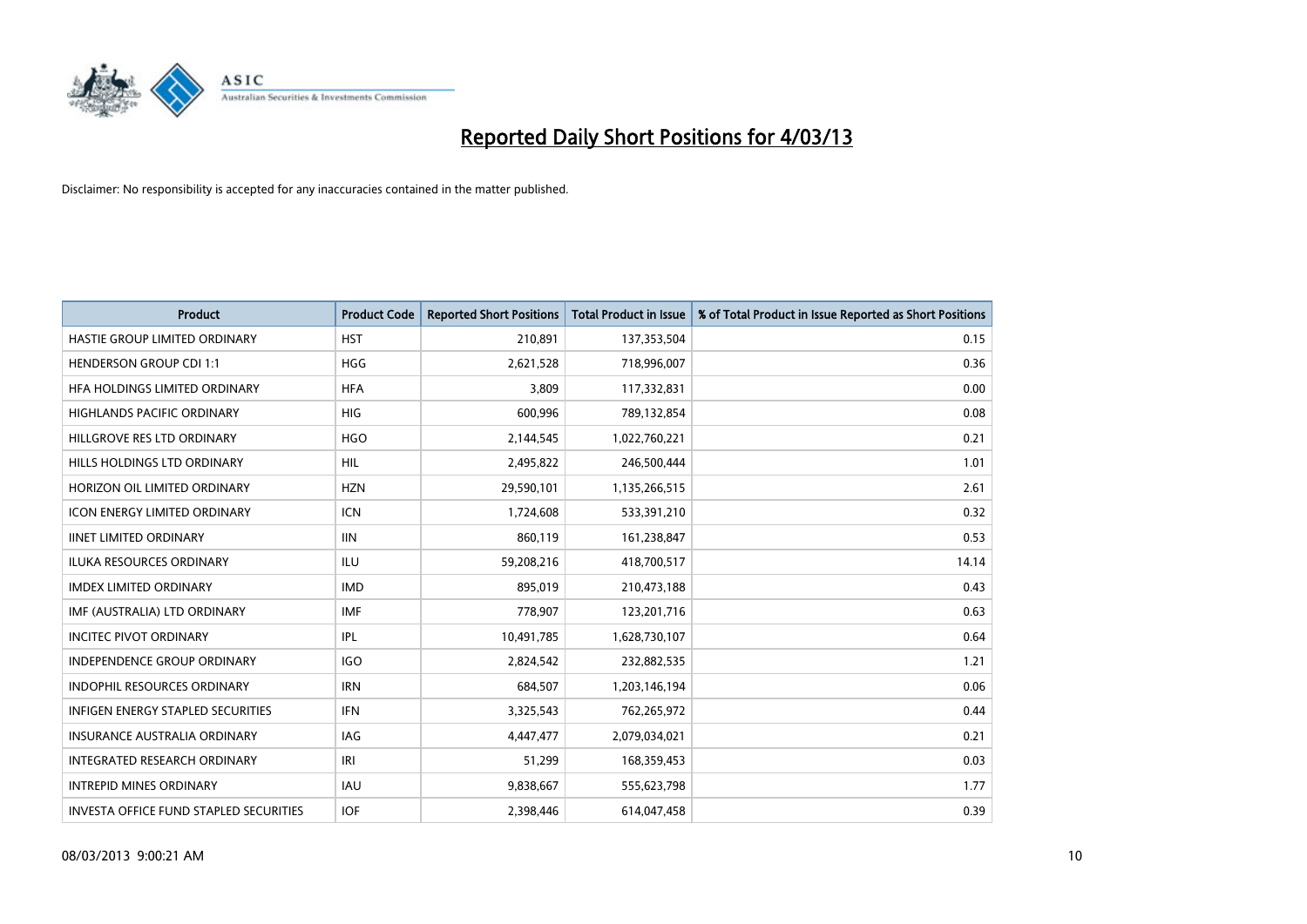# Reported Daily Short Positions for 4/03/13

Disclaimer: No responsibility is accepted for any inaccuracies contained in the matter published.

| Product | Product Code | Reported Short Positions | Total Product in Issue | % of Total Product in Issue Reported as Short Positions |
|---|---|---|---|---|
| HASTIE GROUP LIMITED ORDINARY | HST | 210,891 | 137,353,504 | 0.15 |
| HENDERSON GROUP CDI 1:1 | HGG | 2,621,528 | 718,996,007 | 0.36 |
| HFA HOLDINGS LIMITED ORDINARY | HFA | 3,809 | 117,332,831 | 0.00 |
| HIGHLANDS PACIFIC ORDINARY | HIG | 600,996 | 789,132,854 | 0.08 |
| HILLGROVE RES LTD ORDINARY | HGO | 2,144,545 | 1,022,760,221 | 0.21 |
| HILLS HOLDINGS LTD ORDINARY | HIL | 2,495,822 | 246,500,444 | 1.01 |
| HORIZON OIL LIMITED ORDINARY | HZN | 29,590,101 | 1,135,266,515 | 2.61 |
| ICON ENERGY LIMITED ORDINARY | ICN | 1,724,608 | 533,391,210 | 0.32 |
| IINET LIMITED ORDINARY | IIN | 860,119 | 161,238,847 | 0.53 |
| ILUKA RESOURCES ORDINARY | ILU | 59,208,216 | 418,700,517 | 14.14 |
| IMDEX LIMITED ORDINARY | IMD | 895,019 | 210,473,188 | 0.43 |
| IMF (AUSTRALIA) LTD ORDINARY | IMF | 778,907 | 123,201,716 | 0.63 |
| INCITEC PIVOT ORDINARY | IPL | 10,491,785 | 1,628,730,107 | 0.64 |
| INDEPENDENCE GROUP ORDINARY | IGO | 2,824,542 | 232,882,535 | 1.21 |
| INDOPHIL RESOURCES ORDINARY | IRN | 684,507 | 1,203,146,194 | 0.06 |
| INFIGEN ENERGY STAPLED SECURITIES | IFN | 3,325,543 | 762,265,972 | 0.44 |
| INSURANCE AUSTRALIA ORDINARY | IAG | 4,447,477 | 2,079,034,021 | 0.21 |
| INTEGRATED RESEARCH ORDINARY | IRI | 51,299 | 168,359,453 | 0.03 |
| INTREPID MINES ORDINARY | IAU | 9,838,667 | 555,623,798 | 1.77 |
| INVESTA OFFICE FUND STAPLED SECURITIES | IOF | 2,398,446 | 614,047,458 | 0.39 |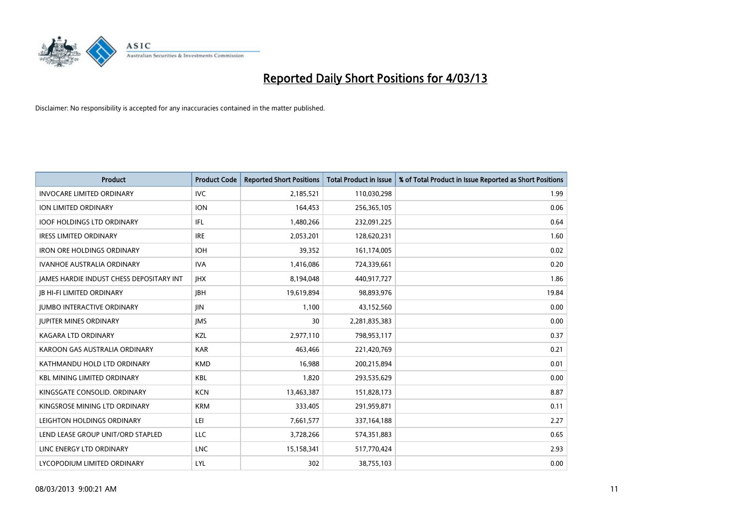# Reported Daily Short Positions for 4/03/13

Disclaimer: No responsibility is accepted for any inaccuracies contained in the matter published.

| Product | Product Code | Reported Short Positions | Total Product in Issue | % of Total Product in Issue Reported as Short Positions |
|---|---|---|---|---|
| INVOCARE LIMITED ORDINARY | IVC | 2,185,521 | 110,030,298 | 1.99 |
| ION LIMITED ORDINARY | ION | 164,453 | 256,365,105 | 0.06 |
| IOOF HOLDINGS LTD ORDINARY | IFL | 1,480,266 | 232,091,225 | 0.64 |
| IRESS LIMITED ORDINARY | IRE | 2,053,201 | 128,620,231 | 1.60 |
| IRON ORE HOLDINGS ORDINARY | IOH | 39,352 | 161,174,005 | 0.02 |
| IVANHOE AUSTRALIA ORDINARY | IVA | 1,416,086 | 724,339,661 | 0.20 |
| JAMES HARDIE INDUST CHESS DEPOSITARY INT | JHX | 8,194,048 | 440,917,727 | 1.86 |
| JB HI-FI LIMITED ORDINARY | JBH | 19,619,894 | 98,893,976 | 19.84 |
| JUMBO INTERACTIVE ORDINARY | JIN | 1,100 | 43,152,560 | 0.00 |
| JUPITER MINES ORDINARY | JMS | 30 | 2,281,835,383 | 0.00 |
| KAGARA LTD ORDINARY | KZL | 2,977,110 | 798,953,117 | 0.37 |
| KAROON GAS AUSTRALIA ORDINARY | KAR | 463,466 | 221,420,769 | 0.21 |
| KATHMANDU HOLD LTD ORDINARY | KMD | 16,988 | 200,215,894 | 0.01 |
| KBL MINING LIMITED ORDINARY | KBL | 1,820 | 293,535,629 | 0.00 |
| KINGSGATE CONSOLID. ORDINARY | KCN | 13,463,387 | 151,828,173 | 8.87 |
| KINGSROSE MINING LTD ORDINARY | KRM | 333,405 | 291,959,871 | 0.11 |
| LEIGHTON HOLDINGS ORDINARY | LEI | 7,661,577 | 337,164,188 | 2.27 |
| LEND LEASE GROUP UNIT/ORD STAPLED | LLC | 3,728,266 | 574,351,883 | 0.65 |
| LINC ENERGY LTD ORDINARY | LNC | 15,158,341 | 517,770,424 | 2.93 |
| LYCOPODIUM LIMITED ORDINARY | LYL | 302 | 38,755,103 | 0.00 |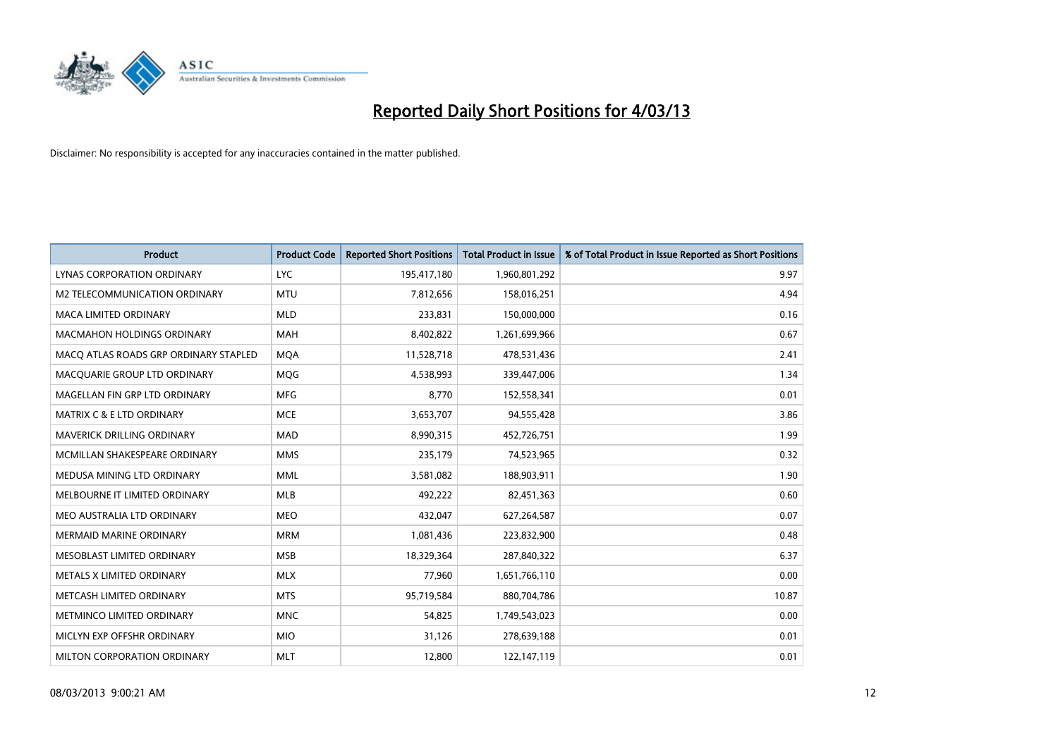# Reported Daily Short Positions for 4/03/13

Disclaimer: No responsibility is accepted for any inaccuracies contained in the matter published.

| Product | Product Code | Reported Short Positions | Total Product in Issue | % of Total Product in Issue Reported as Short Positions |
|---|---|---|---|---|
| LYNAS CORPORATION ORDINARY | LYC | 195,417,180 | 1,960,801,292 | 9.97 |
| M2 TELECOMMUNICATION ORDINARY | MTU | 7,812,656 | 158,016,251 | 4.94 |
| MACA LIMITED ORDINARY | MLD | 233,831 | 150,000,000 | 0.16 |
| MACMAHON HOLDINGS ORDINARY | MAH | 8,402,822 | 1,261,699,966 | 0.67 |
| MACQ ATLAS ROADS GRP ORDINARY STAPLED | MQA | 11,528,718 | 478,531,436 | 2.41 |
| MACQUARIE GROUP LTD ORDINARY | MQG | 4,538,993 | 339,447,006 | 1.34 |
| MAGELLAN FIN GRP LTD ORDINARY | MFG | 8,770 | 152,558,341 | 0.01 |
| MATRIX C & E LTD ORDINARY | MCE | 3,653,707 | 94,555,428 | 3.86 |
| MAVERICK DRILLING ORDINARY | MAD | 8,990,315 | 452,726,751 | 1.99 |
| MCMILLAN SHAKESPEARE ORDINARY | MMS | 235,179 | 74,523,965 | 0.32 |
| MEDUSA MINING LTD ORDINARY | MML | 3,581,082 | 188,903,911 | 1.90 |
| MELBOURNE IT LIMITED ORDINARY | MLB | 492,222 | 82,451,363 | 0.60 |
| MEO AUSTRALIA LTD ORDINARY | MEO | 432,047 | 627,264,587 | 0.07 |
| MERMAID MARINE ORDINARY | MRM | 1,081,436 | 223,832,900 | 0.48 |
| MESOBLAST LIMITED ORDINARY | MSB | 18,329,364 | 287,840,322 | 6.37 |
| METALS X LIMITED ORDINARY | MLX | 77,960 | 1,651,766,110 | 0.00 |
| METCASH LIMITED ORDINARY | MTS | 95,719,584 | 880,704,786 | 10.87 |
| METMINCO LIMITED ORDINARY | MNC | 54,825 | 1,749,543,023 | 0.00 |
| MICLYN EXP OFFSHR ORDINARY | MIO | 31,126 | 278,639,188 | 0.01 |
| MILTON CORPORATION ORDINARY | MLT | 12,800 | 122,147,119 | 0.01 |

08/03/2013 9:00:21 AM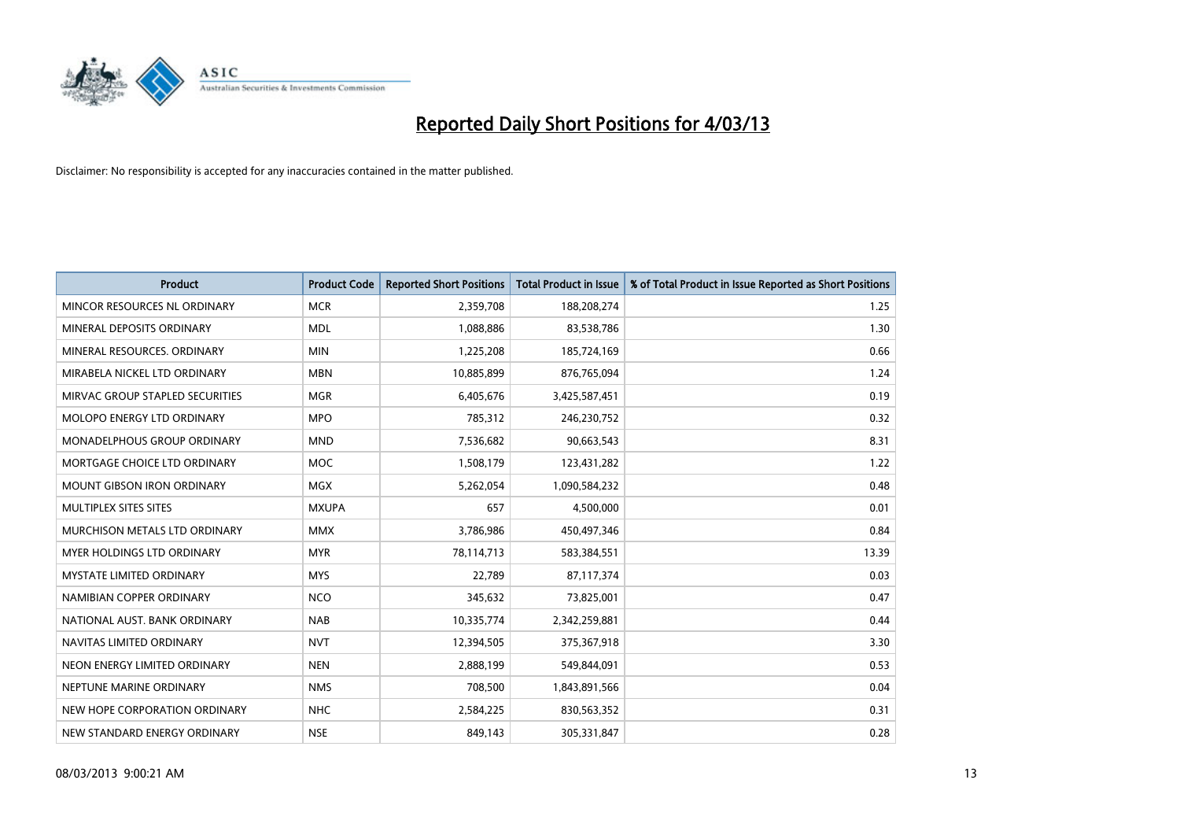# Reported Daily Short Positions for 4/03/13

Disclaimer: No responsibility is accepted for any inaccuracies contained in the matter published.

| Product | Product Code | Reported Short Positions | Total Product in Issue | % of Total Product in Issue Reported as Short Positions |
|---|---|---|---|---|
| MINCOR RESOURCES NL ORDINARY | MCR | 2,359,708 | 188,208,274 | 1.25 |
| MINERAL DEPOSITS ORDINARY | MDL | 1,088,886 | 83,538,786 | 1.30 |
| MINERAL RESOURCES. ORDINARY | MIN | 1,225,208 | 185,724,169 | 0.66 |
| MIRABELA NICKEL LTD ORDINARY | MBN | 10,885,899 | 876,765,094 | 1.24 |
| MIRVAC GROUP STAPLED SECURITIES | MGR | 6,405,676 | 3,425,587,451 | 0.19 |
| MOLOPO ENERGY LTD ORDINARY | MPO | 785,312 | 246,230,752 | 0.32 |
| MONADELPHOUS GROUP ORDINARY | MND | 7,536,682 | 90,663,543 | 8.31 |
| MORTGAGE CHOICE LTD ORDINARY | MOC | 1,508,179 | 123,431,282 | 1.22 |
| MOUNT GIBSON IRON ORDINARY | MGX | 5,262,054 | 1,090,584,232 | 0.48 |
| MULTIPLEX SITES SITES | MXUPA | 657 | 4,500,000 | 0.01 |
| MURCHISON METALS LTD ORDINARY | MMX | 3,786,986 | 450,497,346 | 0.84 |
| MYER HOLDINGS LTD ORDINARY | MYR | 78,114,713 | 583,384,551 | 13.39 |
| MYSTATE LIMITED ORDINARY | MYS | 22,789 | 87,117,374 | 0.03 |
| NAMIBIAN COPPER ORDINARY | NCO | 345,632 | 73,825,001 | 0.47 |
| NATIONAL AUST. BANK ORDINARY | NAB | 10,335,774 | 2,342,259,881 | 0.44 |
| NAVITAS LIMITED ORDINARY | NVT | 12,394,505 | 375,367,918 | 3.30 |
| NEON ENERGY LIMITED ORDINARY | NEN | 2,888,199 | 549,844,091 | 0.53 |
| NEPTUNE MARINE ORDINARY | NMS | 708,500 | 1,843,891,566 | 0.04 |
| NEW HOPE CORPORATION ORDINARY | NHC | 2,584,225 | 830,563,352 | 0.31 |
| NEW STANDARD ENERGY ORDINARY | NSE | 849,143 | 305,331,847 | 0.28 |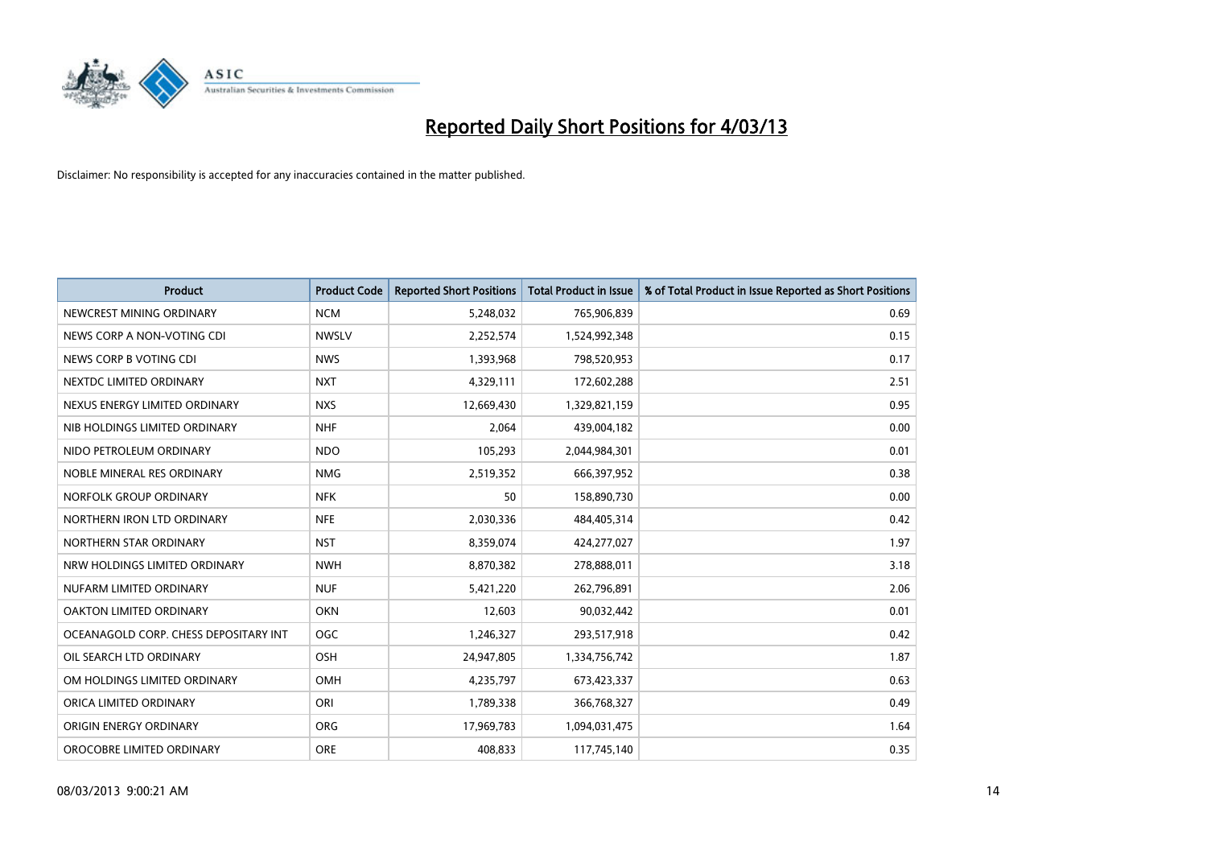# Reported Daily Short Positions for 4/03/13

Disclaimer: No responsibility is accepted for any inaccuracies contained in the matter published.

| Product | Product Code | Reported Short Positions | Total Product in Issue | % of Total Product in Issue Reported as Short Positions |
|---|---|---|---|---|
| NEWCREST MINING ORDINARY | NCM | 5,248,032 | 765,906,839 | 0.69 |
| NEWS CORP A NON-VOTING CDI | NWSLV | 2,252,574 | 1,524,992,348 | 0.15 |
| NEWS CORP B VOTING CDI | NWS | 1,393,968 | 798,520,953 | 0.17 |
| NEXTDC LIMITED ORDINARY | NXT | 4,329,111 | 172,602,288 | 2.51 |
| NEXUS ENERGY LIMITED ORDINARY | NXS | 12,669,430 | 1,329,821,159 | 0.95 |
| NIB HOLDINGS LIMITED ORDINARY | NHF | 2,064 | 439,004,182 | 0.00 |
| NIDO PETROLEUM ORDINARY | NDO | 105,293 | 2,044,984,301 | 0.01 |
| NOBLE MINERAL RES ORDINARY | NMG | 2,519,352 | 666,397,952 | 0.38 |
| NORFOLK GROUP ORDINARY | NFK | 50 | 158,890,730 | 0.00 |
| NORTHERN IRON LTD ORDINARY | NFE | 2,030,336 | 484,405,314 | 0.42 |
| NORTHERN STAR ORDINARY | NST | 8,359,074 | 424,277,027 | 1.97 |
| NRW HOLDINGS LIMITED ORDINARY | NWH | 8,870,382 | 278,888,011 | 3.18 |
| NUFARM LIMITED ORDINARY | NUF | 5,421,220 | 262,796,891 | 2.06 |
| OAKTON LIMITED ORDINARY | OKN | 12,603 | 90,032,442 | 0.01 |
| OCEANAGOLD CORP. CHESS DEPOSITARY INT | OGC | 1,246,327 | 293,517,918 | 0.42 |
| OIL SEARCH LTD ORDINARY | OSH | 24,947,805 | 1,334,756,742 | 1.87 |
| OM HOLDINGS LIMITED ORDINARY | OMH | 4,235,797 | 673,423,337 | 0.63 |
| ORICA LIMITED ORDINARY | ORI | 1,789,338 | 366,768,327 | 0.49 |
| ORIGIN ENERGY ORDINARY | ORG | 17,969,783 | 1,094,031,475 | 1.64 |
| OROCOBRE LIMITED ORDINARY | ORE | 408,833 | 117,745,140 | 0.35 |

08/03/2013 9:00:21 AM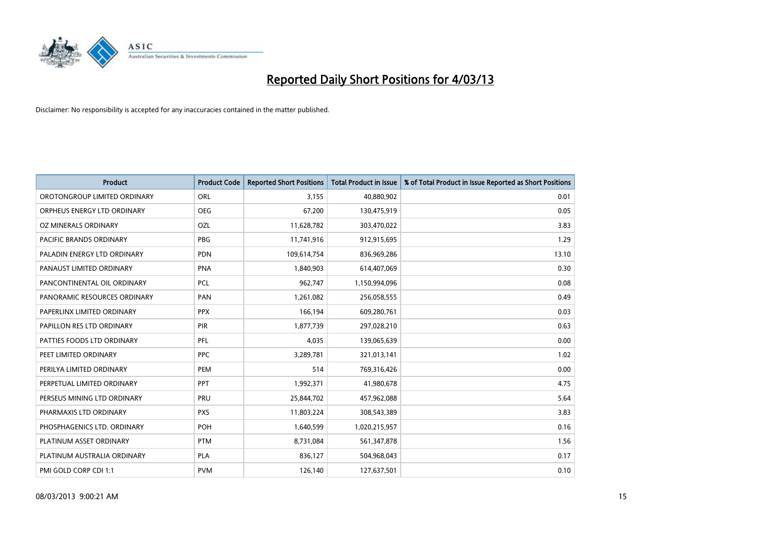# Reported Daily Short Positions for 4/03/13

Disclaimer: No responsibility is accepted for any inaccuracies contained in the matter published.

| Product | Product Code | Reported Short Positions | Total Product in Issue | % of Total Product in Issue Reported as Short Positions |
|---|---|---|---|---|
| OROTONGROUP LIMITED ORDINARY | ORL | 3,155 | 40,880,902 | 0.01 |
| ORPHEUS ENERGY LTD ORDINARY | OEG | 67,200 | 130,475,919 | 0.05 |
| OZ MINERALS ORDINARY | OZL | 11,628,782 | 303,470,022 | 3.83 |
| PACIFIC BRANDS ORDINARY | PBG | 11,741,916 | 912,915,695 | 1.29 |
| PALADIN ENERGY LTD ORDINARY | PDN | 109,614,754 | 836,969,286 | 13.10 |
| PANAUST LIMITED ORDINARY | PNA | 1,840,903 | 614,407,069 | 0.30 |
| PANCONTINENTAL OIL ORDINARY | PCL | 962,747 | 1,150,994,096 | 0.08 |
| PANORAMIC RESOURCES ORDINARY | PAN | 1,261,082 | 256,058,555 | 0.49 |
| PAPERLINX LIMITED ORDINARY | PPX | 166,194 | 609,280,761 | 0.03 |
| PAPILLON RES LTD ORDINARY | PIR | 1,877,739 | 297,028,210 | 0.63 |
| PATTIES FOODS LTD ORDINARY | PFL | 4,035 | 139,065,639 | 0.00 |
| PEET LIMITED ORDINARY | PPC | 3,289,781 | 321,013,141 | 1.02 |
| PERILYA LIMITED ORDINARY | PEM | 514 | 769,316,426 | 0.00 |
| PERPETUAL LIMITED ORDINARY | PPT | 1,992,371 | 41,980,678 | 4.75 |
| PERSEUS MINING LTD ORDINARY | PRU | 25,844,702 | 457,962,088 | 5.64 |
| PHARMAXIS LTD ORDINARY | PXS | 11,803,224 | 308,543,389 | 3.83 |
| PHOSPHAGENICS LTD. ORDINARY | POH | 1,640,599 | 1,020,215,957 | 0.16 |
| PLATINUM ASSET ORDINARY | PTM | 8,731,084 | 561,347,878 | 1.56 |
| PLATINUM AUSTRALIA ORDINARY | PLA | 836,127 | 504,968,043 | 0.17 |
| PMI GOLD CORP CDI 1:1 | PVM | 126,140 | 127,637,501 | 0.10 |

08/03/2013 9:00:21 AM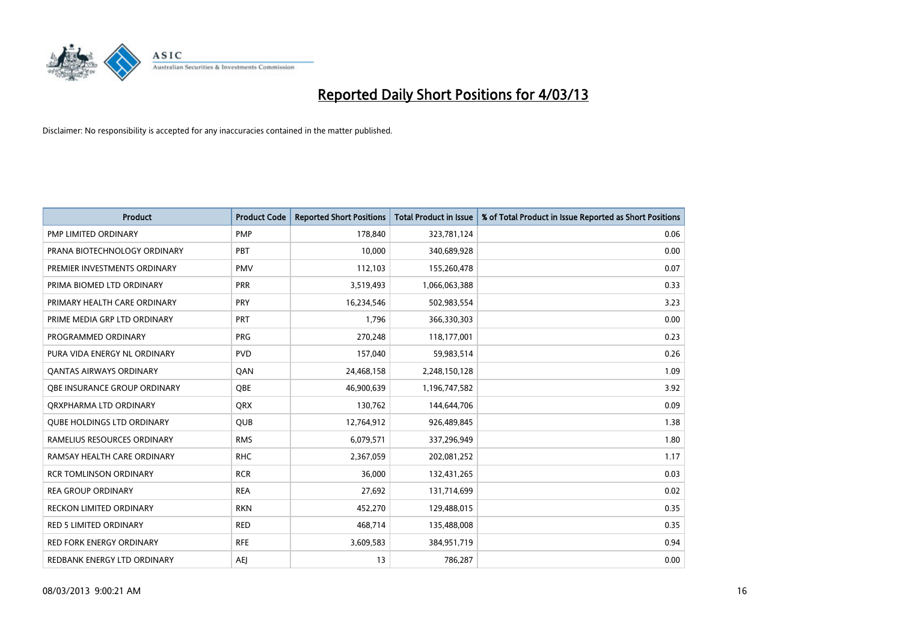# Reported Daily Short Positions for 4/03/13

Disclaimer: No responsibility is accepted for any inaccuracies contained in the matter published.

| Product | Product Code | Reported Short Positions | Total Product in Issue | % of Total Product in Issue Reported as Short Positions |
|---|---|---|---|---|
| PMP LIMITED ORDINARY | PMP | 178,840 | 323,781,124 | 0.06 |
| PRANA BIOTECHNOLOGY ORDINARY | PBT | 10,000 | 340,689,928 | 0.00 |
| PREMIER INVESTMENTS ORDINARY | PMV | 112,103 | 155,260,478 | 0.07 |
| PRIMA BIOMED LTD ORDINARY | PRR | 3,519,493 | 1,066,063,388 | 0.33 |
| PRIMARY HEALTH CARE ORDINARY | PRY | 16,234,546 | 502,983,554 | 3.23 |
| PRIME MEDIA GRP LTD ORDINARY | PRT | 1,796 | 366,330,303 | 0.00 |
| PROGRAMMED ORDINARY | PRG | 270,248 | 118,177,001 | 0.23 |
| PURA VIDA ENERGY NL ORDINARY | PVD | 157,040 | 59,983,514 | 0.26 |
| QANTAS AIRWAYS ORDINARY | QAN | 24,468,158 | 2,248,150,128 | 1.09 |
| QBE INSURANCE GROUP ORDINARY | QBE | 46,900,639 | 1,196,747,582 | 3.92 |
| QRXPHARMA LTD ORDINARY | QRX | 130,762 | 144,644,706 | 0.09 |
| QUBE HOLDINGS LTD ORDINARY | QUB | 12,764,912 | 926,489,845 | 1.38 |
| RAMELIUS RESOURCES ORDINARY | RMS | 6,079,571 | 337,296,949 | 1.80 |
| RAMSAY HEALTH CARE ORDINARY | RHC | 2,367,059 | 202,081,252 | 1.17 |
| RCR TOMLINSON ORDINARY | RCR | 36,000 | 132,431,265 | 0.03 |
| REA GROUP ORDINARY | REA | 27,692 | 131,714,699 | 0.02 |
| RECKON LIMITED ORDINARY | RKN | 452,270 | 129,488,015 | 0.35 |
| RED 5 LIMITED ORDINARY | RED | 468,714 | 135,488,008 | 0.35 |
| RED FORK ENERGY ORDINARY | RFE | 3,609,583 | 384,951,719 | 0.94 |
| REDBANK ENERGY LTD ORDINARY | AEJ | 13 | 786,287 | 0.00 |

08/03/2013 9:00:21 AM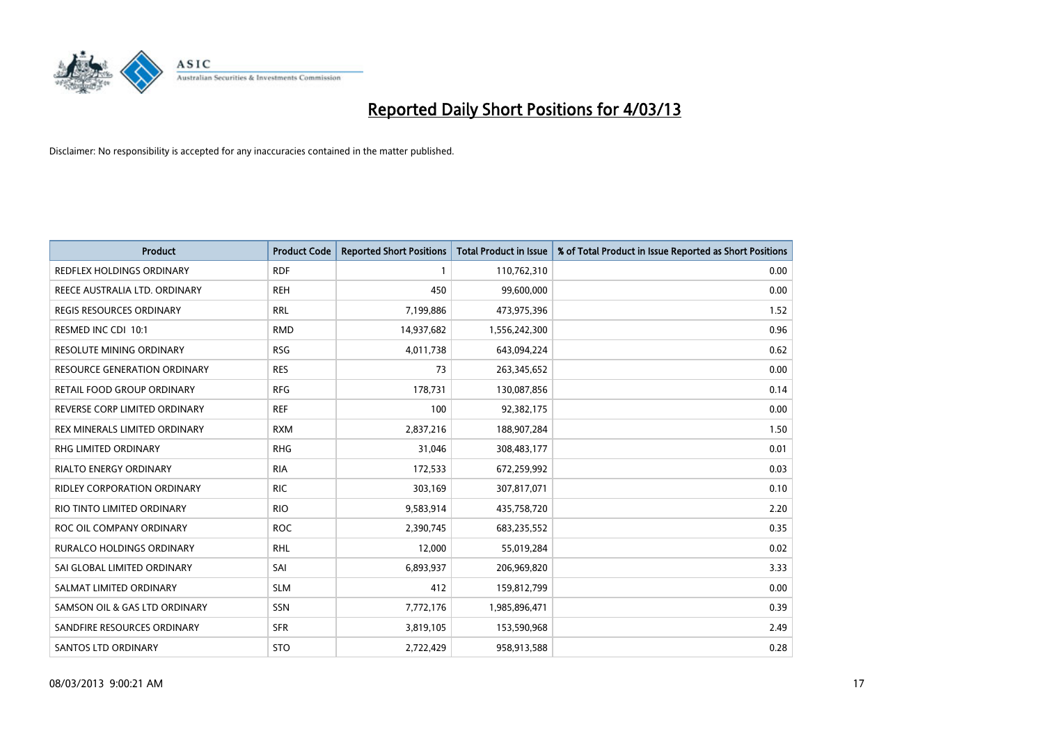# Reported Daily Short Positions for 4/03/13

Disclaimer: No responsibility is accepted for any inaccuracies contained in the matter published.

| Product | Product Code | Reported Short Positions | Total Product in Issue | % of Total Product in Issue Reported as Short Positions |
|---|---|---|---|---|
| REDFLEX HOLDINGS ORDINARY | RDF | 1 | 110,762,310 | 0.00 |
| REECE AUSTRALIA LTD. ORDINARY | REH | 450 | 99,600,000 | 0.00 |
| REGIS RESOURCES ORDINARY | RRL | 7,199,886 | 473,975,396 | 1.52 |
| RESMED INC CDI 10:1 | RMD | 14,937,682 | 1,556,242,300 | 0.96 |
| RESOLUTE MINING ORDINARY | RSG | 4,011,738 | 643,094,224 | 0.62 |
| RESOURCE GENERATION ORDINARY | RES | 73 | 263,345,652 | 0.00 |
| RETAIL FOOD GROUP ORDINARY | RFG | 178,731 | 130,087,856 | 0.14 |
| REVERSE CORP LIMITED ORDINARY | REF | 100 | 92,382,175 | 0.00 |
| REX MINERALS LIMITED ORDINARY | RXM | 2,837,216 | 188,907,284 | 1.50 |
| RHG LIMITED ORDINARY | RHG | 31,046 | 308,483,177 | 0.01 |
| RIALTO ENERGY ORDINARY | RIA | 172,533 | 672,259,992 | 0.03 |
| RIDLEY CORPORATION ORDINARY | RIC | 303,169 | 307,817,071 | 0.10 |
| RIO TINTO LIMITED ORDINARY | RIO | 9,583,914 | 435,758,720 | 2.20 |
| ROC OIL COMPANY ORDINARY | ROC | 2,390,745 | 683,235,552 | 0.35 |
| RURALCO HOLDINGS ORDINARY | RHL | 12,000 | 55,019,284 | 0.02 |
| SAI GLOBAL LIMITED ORDINARY | SAI | 6,893,937 | 206,969,820 | 3.33 |
| SALMAT LIMITED ORDINARY | SLM | 412 | 159,812,799 | 0.00 |
| SAMSON OIL & GAS LTD ORDINARY | SSN | 7,772,176 | 1,985,896,471 | 0.39 |
| SANDFIRE RESOURCES ORDINARY | SFR | 3,819,105 | 153,590,968 | 2.49 |
| SANTOS LTD ORDINARY | STO | 2,722,429 | 958,913,588 | 0.28 |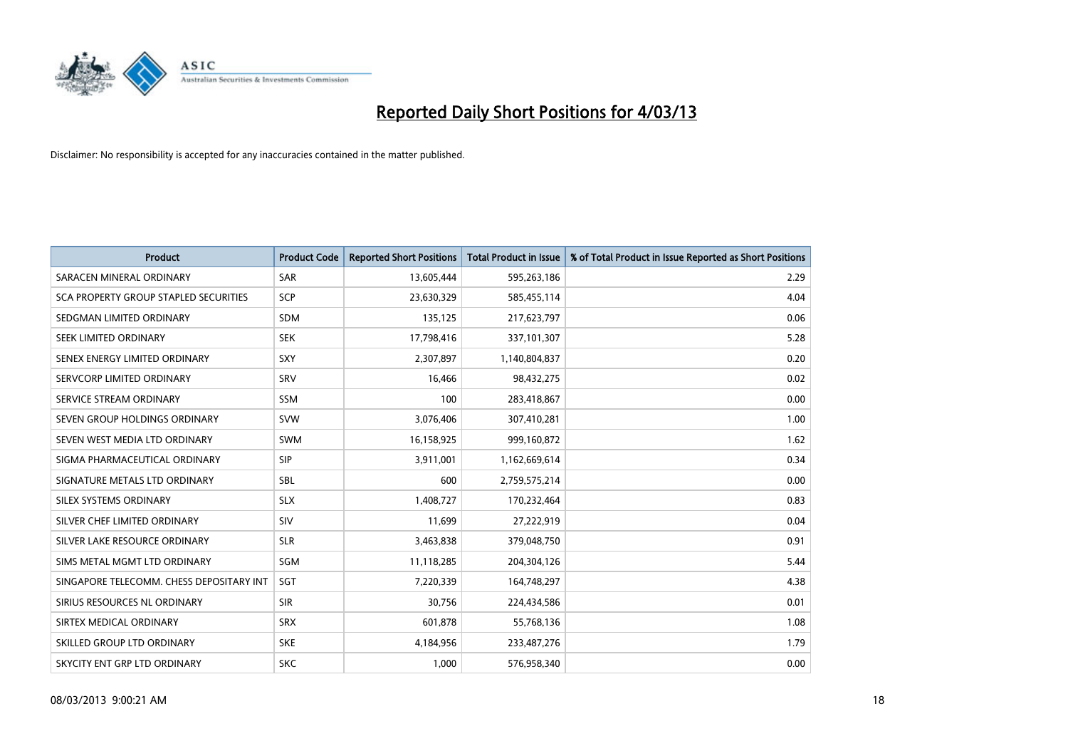# Reported Daily Short Positions for 4/03/13

Disclaimer: No responsibility is accepted for any inaccuracies contained in the matter published.

| Product | Product Code | Reported Short Positions | Total Product in Issue | % of Total Product in Issue Reported as Short Positions |
|---|---|---|---|---|
| SARACEN MINERAL ORDINARY | SAR | 13,605,444 | 595,263,186 | 2.29 |
| SCA PROPERTY GROUP STAPLED SECURITIES | SCP | 23,630,329 | 585,455,114 | 4.04 |
| SEDGMAN LIMITED ORDINARY | SDM | 135,125 | 217,623,797 | 0.06 |
| SEEK LIMITED ORDINARY | SEK | 17,798,416 | 337,101,307 | 5.28 |
| SENEX ENERGY LIMITED ORDINARY | SXY | 2,307,897 | 1,140,804,837 | 0.20 |
| SERVCORP LIMITED ORDINARY | SRV | 16,466 | 98,432,275 | 0.02 |
| SERVICE STREAM ORDINARY | SSM | 100 | 283,418,867 | 0.00 |
| SEVEN GROUP HOLDINGS ORDINARY | SVW | 3,076,406 | 307,410,281 | 1.00 |
| SEVEN WEST MEDIA LTD ORDINARY | SWM | 16,158,925 | 999,160,872 | 1.62 |
| SIGMA PHARMACEUTICAL ORDINARY | SIP | 3,911,001 | 1,162,669,614 | 0.34 |
| SIGNATURE METALS LTD ORDINARY | SBL | 600 | 2,759,575,214 | 0.00 |
| SILEX SYSTEMS ORDINARY | SLX | 1,408,727 | 170,232,464 | 0.83 |
| SILVER CHEF LIMITED ORDINARY | SIV | 11,699 | 27,222,919 | 0.04 |
| SILVER LAKE RESOURCE ORDINARY | SLR | 3,463,838 | 379,048,750 | 0.91 |
| SIMS METAL MGMT LTD ORDINARY | SGM | 11,118,285 | 204,304,126 | 5.44 |
| SINGAPORE TELECOMM. CHESS DEPOSITARY INT | SGT | 7,220,339 | 164,748,297 | 4.38 |
| SIRIUS RESOURCES NL ORDINARY | SIR | 30,756 | 224,434,586 | 0.01 |
| SIRTEX MEDICAL ORDINARY | SRX | 601,878 | 55,768,136 | 1.08 |
| SKILLED GROUP LTD ORDINARY | SKE | 4,184,956 | 233,487,276 | 1.79 |
| SKYCITY ENT GRP LTD ORDINARY | SKC | 1,000 | 576,958,340 | 0.00 |

08/03/2013 9:00:21 AM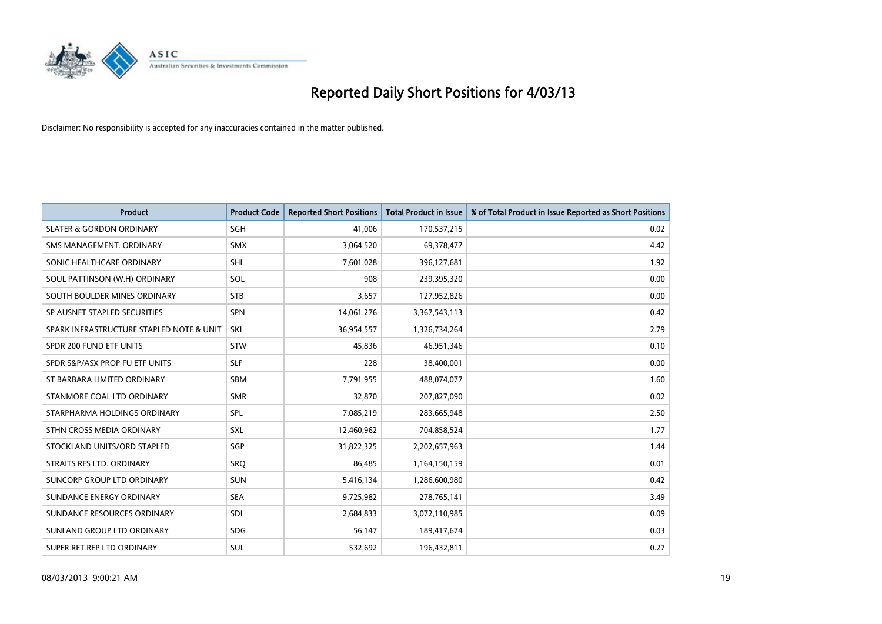# Reported Daily Short Positions for 4/03/13

Disclaimer: No responsibility is accepted for any inaccuracies contained in the matter published.

| Product | Product Code | Reported Short Positions | Total Product in Issue | % of Total Product in Issue Reported as Short Positions |
|---|---|---|---|---|
| SLATER & GORDON ORDINARY | SGH | 41,006 | 170,537,215 | 0.02 |
| SMS MANAGEMENT. ORDINARY | SMX | 3,064,520 | 69,378,477 | 4.42 |
| SONIC HEALTHCARE ORDINARY | SHL | 7,601,028 | 396,127,681 | 1.92 |
| SOUL PATTINSON (W.H) ORDINARY | SOL | 908 | 239,395,320 | 0.00 |
| SOUTH BOULDER MINES ORDINARY | STB | 3,657 | 127,952,826 | 0.00 |
| SP AUSNET STAPLED SECURITIES | SPN | 14,061,276 | 3,367,543,113 | 0.42 |
| SPARK INFRASTRUCTURE STAPLED NOTE & UNIT | SKI | 36,954,557 | 1,326,734,264 | 2.79 |
| SPDR 200 FUND ETF UNITS | STW | 45,836 | 46,951,346 | 0.10 |
| SPDR S&P/ASX PROP FU ETF UNITS | SLF | 228 | 38,400,001 | 0.00 |
| ST BARBARA LIMITED ORDINARY | SBM | 7,791,955 | 488,074,077 | 1.60 |
| STANMORE COAL LTD ORDINARY | SMR | 32,870 | 207,827,090 | 0.02 |
| STARPHARMA HOLDINGS ORDINARY | SPL | 7,085,219 | 283,665,948 | 2.50 |
| STHN CROSS MEDIA ORDINARY | SXL | 12,460,962 | 704,858,524 | 1.77 |
| STOCKLAND UNITS/ORD STAPLED | SGP | 31,822,325 | 2,202,657,963 | 1.44 |
| STRAITS RES LTD. ORDINARY | SRQ | 86,485 | 1,164,150,159 | 0.01 |
| SUNCORP GROUP LTD ORDINARY | SUN | 5,416,134 | 1,286,600,980 | 0.42 |
| SUNDANCE ENERGY ORDINARY | SEA | 9,725,982 | 278,765,141 | 3.49 |
| SUNDANCE RESOURCES ORDINARY | SDL | 2,684,833 | 3,072,110,985 | 0.09 |
| SUNLAND GROUP LTD ORDINARY | SDG | 56,147 | 189,417,674 | 0.03 |
| SUPER RET REP LTD ORDINARY | SUL | 532,692 | 196,432,811 | 0.27 |

08/03/2013 9:00:21 AM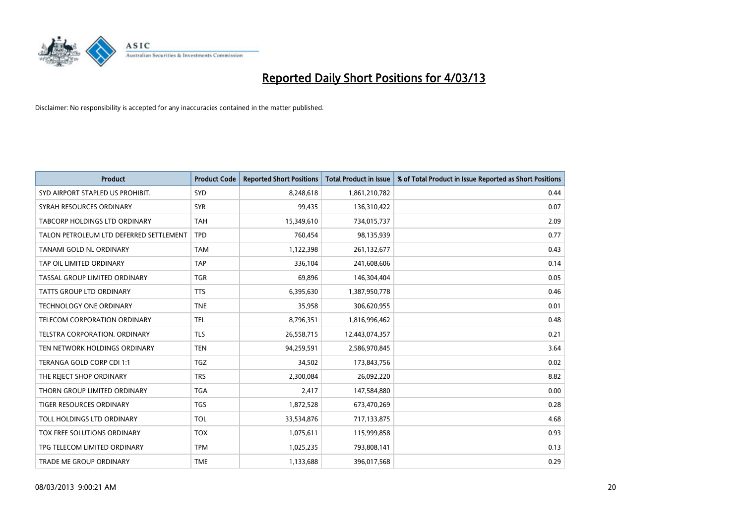# Reported Daily Short Positions for 4/03/13

Disclaimer: No responsibility is accepted for any inaccuracies contained in the matter published.

| Product | Product Code | Reported Short Positions | Total Product in Issue | % of Total Product in Issue Reported as Short Positions |
|---|---|---|---|---|
| SYD AIRPORT STAPLED US PROHIBIT. | SYD | 8,248,618 | 1,861,210,782 | 0.44 |
| SYRAH RESOURCES ORDINARY | SYR | 99,435 | 136,310,422 | 0.07 |
| TABCORP HOLDINGS LTD ORDINARY | TAH | 15,349,610 | 734,015,737 | 2.09 |
| TALON PETROLEUM LTD DEFERRED SETTLEMENT | TPD | 760,454 | 98,135,939 | 0.77 |
| TANAMI GOLD NL ORDINARY | TAM | 1,122,398 | 261,132,677 | 0.43 |
| TAP OIL LIMITED ORDINARY | TAP | 336,104 | 241,608,606 | 0.14 |
| TASSAL GROUP LIMITED ORDINARY | TGR | 69,896 | 146,304,404 | 0.05 |
| TATTS GROUP LTD ORDINARY | TTS | 6,395,630 | 1,387,950,778 | 0.46 |
| TECHNOLOGY ONE ORDINARY | TNE | 35,958 | 306,620,955 | 0.01 |
| TELECOM CORPORATION ORDINARY | TEL | 8,796,351 | 1,816,996,462 | 0.48 |
| TELSTRA CORPORATION. ORDINARY | TLS | 26,558,715 | 12,443,074,357 | 0.21 |
| TEN NETWORK HOLDINGS ORDINARY | TEN | 94,259,591 | 2,586,970,845 | 3.64 |
| TERANGA GOLD CORP CDI 1:1 | TGZ | 34,502 | 173,843,756 | 0.02 |
| THE REJECT SHOP ORDINARY | TRS | 2,300,084 | 26,092,220 | 8.82 |
| THORN GROUP LIMITED ORDINARY | TGA | 2,417 | 147,584,880 | 0.00 |
| TIGER RESOURCES ORDINARY | TGS | 1,872,528 | 673,470,269 | 0.28 |
| TOLL HOLDINGS LTD ORDINARY | TOL | 33,534,876 | 717,133,875 | 4.68 |
| TOX FREE SOLUTIONS ORDINARY | TOX | 1,075,611 | 115,999,858 | 0.93 |
| TPG TELECOM LIMITED ORDINARY | TPM | 1,025,235 | 793,808,141 | 0.13 |
| TRADE ME GROUP ORDINARY | TME | 1,133,688 | 396,017,568 | 0.29 |

08/03/2013 9:00:21 AM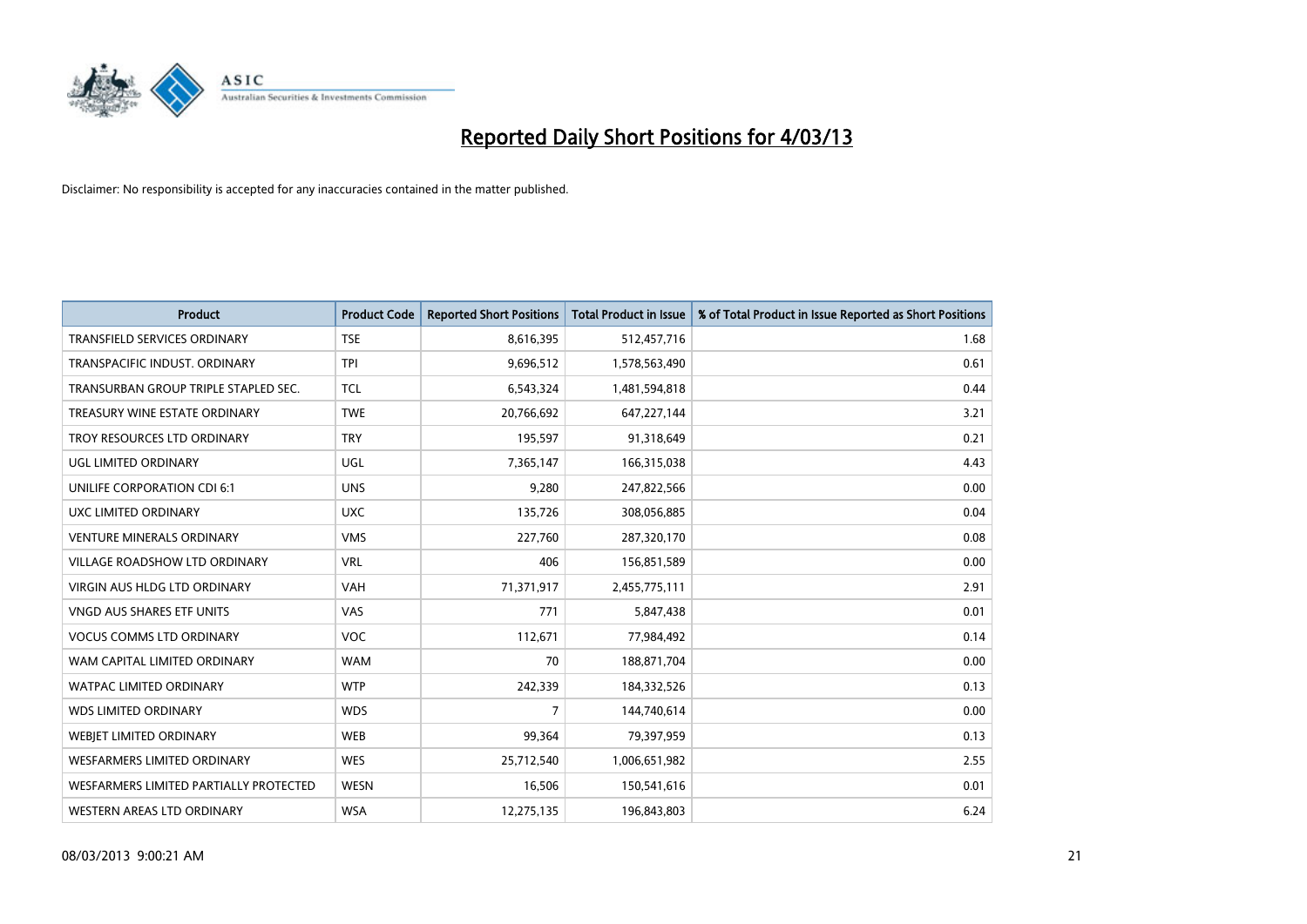# Reported Daily Short Positions for 4/03/13

Disclaimer: No responsibility is accepted for any inaccuracies contained in the matter published.

| Product | Product Code | Reported Short Positions | Total Product in Issue | % of Total Product in Issue Reported as Short Positions |
|---|---|---|---|---|
| TRANSFIELD SERVICES ORDINARY | TSE | 8,616,395 | 512,457,716 | 1.68 |
| TRANSPACIFIC INDUST. ORDINARY | TPI | 9,696,512 | 1,578,563,490 | 0.61 |
| TRANSURBAN GROUP TRIPLE STAPLED SEC. | TCL | 6,543,324 | 1,481,594,818 | 0.44 |
| TREASURY WINE ESTATE ORDINARY | TWE | 20,766,692 | 647,227,144 | 3.21 |
| TROY RESOURCES LTD ORDINARY | TRY | 195,597 | 91,318,649 | 0.21 |
| UGL LIMITED ORDINARY | UGL | 7,365,147 | 166,315,038 | 4.43 |
| UNILIFE CORPORATION CDI 6:1 | UNS | 9,280 | 247,822,566 | 0.00 |
| UXC LIMITED ORDINARY | UXC | 135,726 | 308,056,885 | 0.04 |
| VENTURE MINERALS ORDINARY | VMS | 227,760 | 287,320,170 | 0.08 |
| VILLAGE ROADSHOW LTD ORDINARY | VRL | 406 | 156,851,589 | 0.00 |
| VIRGIN AUS HLDG LTD ORDINARY | VAH | 71,371,917 | 2,455,775,111 | 2.91 |
| VNGD AUS SHARES ETF UNITS | VAS | 771 | 5,847,438 | 0.01 |
| VOCUS COMMS LTD ORDINARY | VOC | 112,671 | 77,984,492 | 0.14 |
| WAM CAPITAL LIMITED ORDINARY | WAM | 70 | 188,871,704 | 0.00 |
| WATPAC LIMITED ORDINARY | WTP | 242,339 | 184,332,526 | 0.13 |
| WDS LIMITED ORDINARY | WDS | 7 | 144,740,614 | 0.00 |
| WEBJET LIMITED ORDINARY | WEB | 99,364 | 79,397,959 | 0.13 |
| WESFARMERS LIMITED ORDINARY | WES | 25,712,540 | 1,006,651,982 | 2.55 |
| WESFARMERS LIMITED PARTIALLY PROTECTED | WESN | 16,506 | 150,541,616 | 0.01 |
| WESTERN AREAS LTD ORDINARY | WSA | 12,275,135 | 196,843,803 | 6.24 |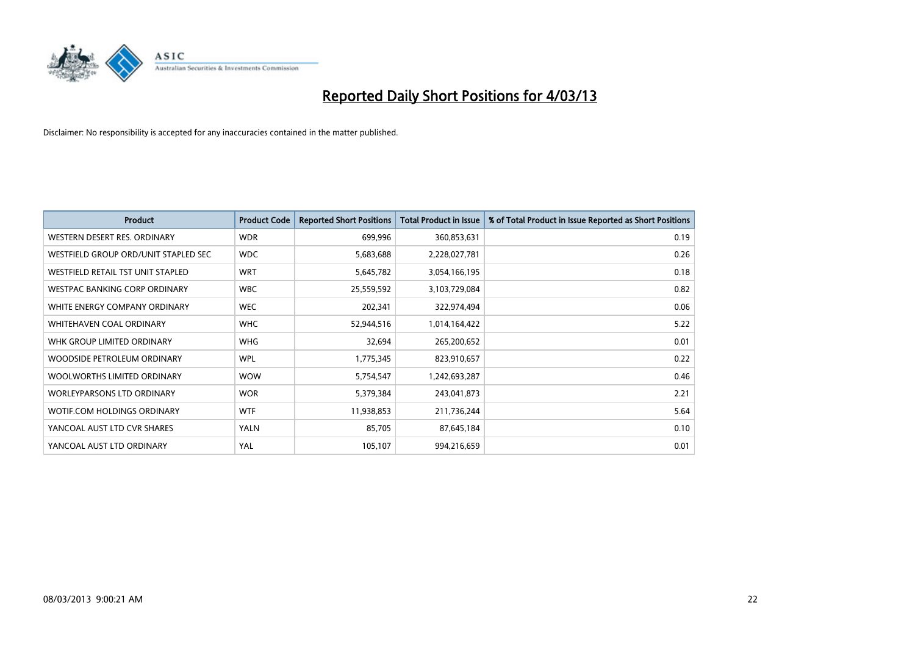# Reported Daily Short Positions for 4/03/13

Disclaimer: No responsibility is accepted for any inaccuracies contained in the matter published.

| Product | Product Code | Reported Short Positions | Total Product in Issue | % of Total Product in Issue Reported as Short Positions |
|---|---|---|---|---|
| WESTERN DESERT RES. ORDINARY | WDR | 699,996 | 360,853,631 | 0.19 |
| WESTFIELD GROUP ORD/UNIT STAPLED SEC | WDC | 5,683,688 | 2,228,027,781 | 0.26 |
| WESTFIELD RETAIL TST UNIT STAPLED | WRT | 5,645,782 | 3,054,166,195 | 0.18 |
| WESTPAC BANKING CORP ORDINARY | WBC | 25,559,592 | 3,103,729,084 | 0.82 |
| WHITE ENERGY COMPANY ORDINARY | WEC | 202,341 | 322,974,494 | 0.06 |
| WHITEHAVEN COAL ORDINARY | WHC | 52,944,516 | 1,014,164,422 | 5.22 |
| WHK GROUP LIMITED ORDINARY | WHG | 32,694 | 265,200,652 | 0.01 |
| WOODSIDE PETROLEUM ORDINARY | WPL | 1,775,345 | 823,910,657 | 0.22 |
| WOOLWORTHS LIMITED ORDINARY | WOW | 5,754,547 | 1,242,693,287 | 0.46 |
| WORLEYPARSONS LTD ORDINARY | WOR | 5,379,384 | 243,041,873 | 2.21 |
| WOTIF.COM HOLDINGS ORDINARY | WTF | 11,938,853 | 211,736,244 | 5.64 |
| YANCOAL AUST LTD CVR SHARES | YALN | 85,705 | 87,645,184 | 0.10 |
| YANCOAL AUST LTD ORDINARY | YAL | 105,107 | 994,216,659 | 0.01 |